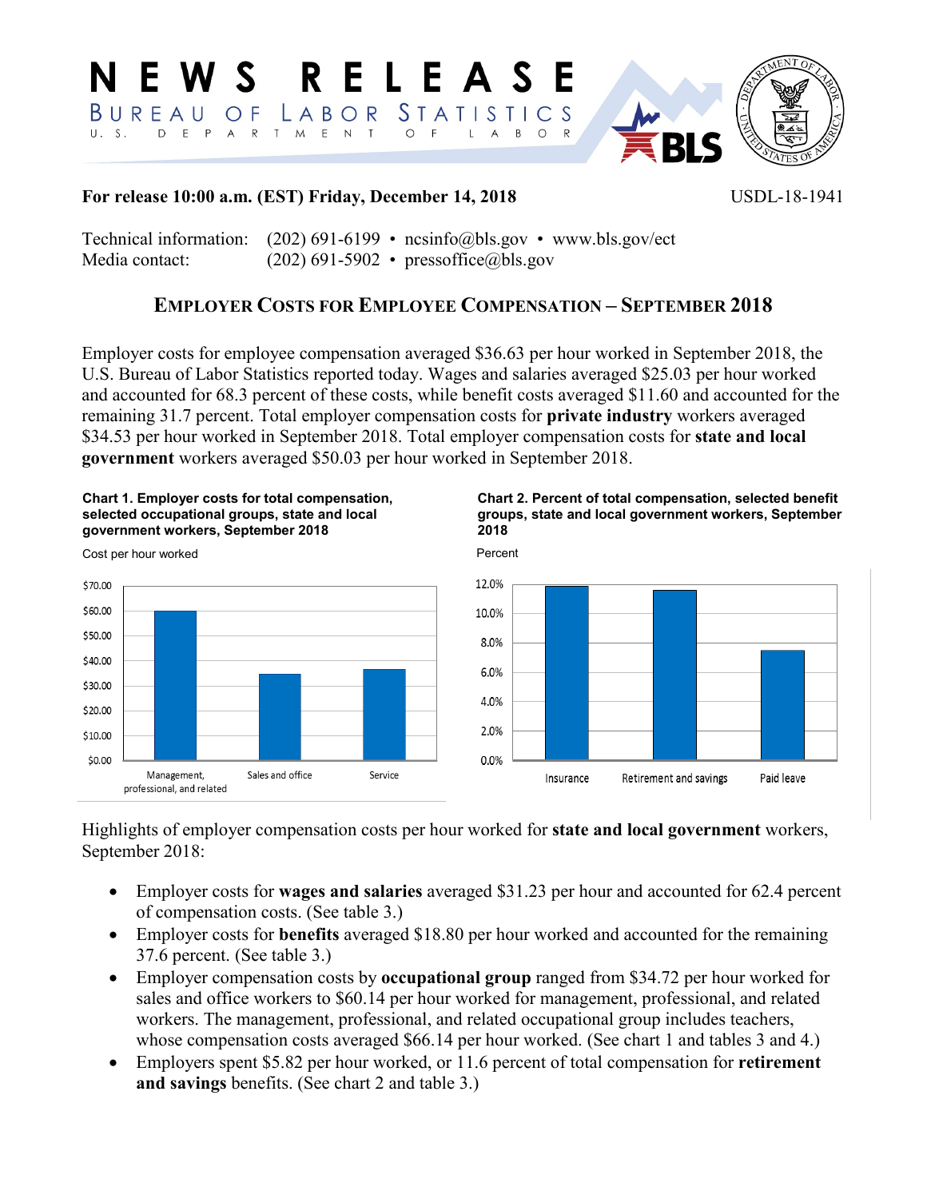# NEWS RELEASE

BUREAU OF LABOR STATISTICS
U. S. DEPARTMENT OF LABOR

**For release 10:00 a.m. (EST) Friday, December 14, 2018** USDL-18-1941

Technical information: (202) 691-6199 • ncsinfo@bls.gov • www.bls.gov/ect
Media contact: (202) 691-5902 • pressoffice@bls.gov

## EMPLOYER COSTS FOR EMPLOYEE COMPENSATION – SEPTEMBER 2018

Employer costs for employee compensation averaged $36.63 per hour worked in September 2018, the U.S. Bureau of Labor Statistics reported today. Wages and salaries averaged $25.03 per hour worked and accounted for 68.3 percent of these costs, while benefit costs averaged $11.60 and accounted for the remaining 31.7 percent. Total employer compensation costs for **private industry** workers averaged $34.53 per hour worked in September 2018. Total employer compensation costs for **state and local government** workers averaged $50.03 per hour worked in September 2018.

**Chart 1. Employer costs for total compensation, selected occupational groups, state and local government workers, September 2018**

Cost per hour worked

| Occupational group | Cost per hour worked |
|---|---|
| Management, professional, and related | $60.14 |
| Sales and office | $34.72 |
| Service | ~$37 |

**Chart 2. Percent of total compensation, selected benefit groups, state and local government workers, September 2018**

Percent

| Benefit group | Percent |
|---|---|
| Insurance | ~11.8% |
| Retirement and savings | 11.6% |
| Paid leave | ~7.5% |

Highlights of employer compensation costs per hour worked for **state and local government** workers, September 2018:

- Employer costs for **wages and salaries** averaged $31.23 per hour and accounted for 62.4 percent of compensation costs. (See table 3.)
- Employer costs for **benefits** averaged $18.80 per hour worked and accounted for the remaining 37.6 percent. (See table 3.)
- Employer compensation costs by **occupational group** ranged from $34.72 per hour worked for sales and office workers to $60.14 per hour worked for management, professional, and related workers. The management, professional, and related occupational group includes teachers, whose compensation costs averaged $66.14 per hour worked. (See chart 1 and tables 3 and 4.)
- Employers spent $5.82 per hour worked, or 11.6 percent of total compensation for **retirement and savings** benefits. (See chart 2 and table 3.)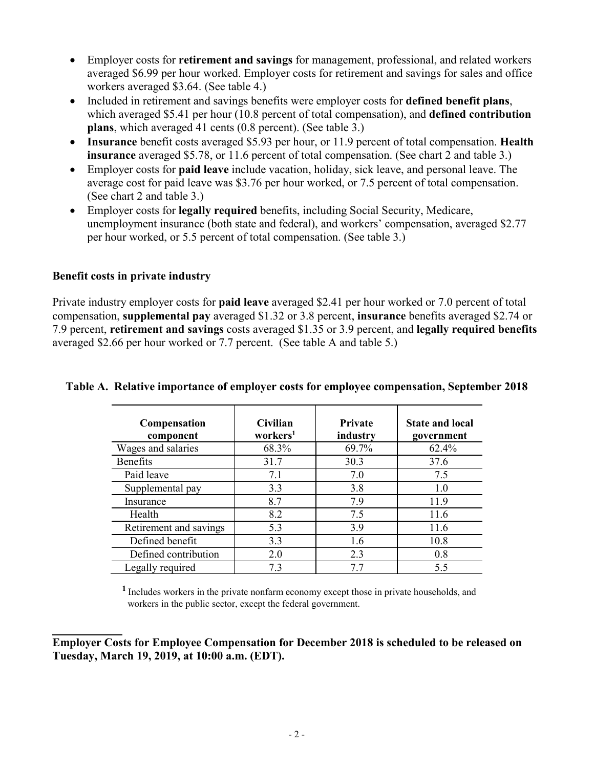- Employer costs for **retirement and savings** for management, professional, and related workers averaged $6.99 per hour worked. Employer costs for retirement and savings for sales and office workers averaged $3.64. (See table 4.)
- Included in retirement and savings benefits were employer costs for **defined benefit plans**, which averaged $5.41 per hour (10.8 percent of total compensation), and **defined contribution plans**, which averaged 41 cents (0.8 percent). (See table 3.)
- **Insurance** benefit costs averaged $5.93 per hour, or 11.9 percent of total compensation. **Health insurance** averaged $5.78, or 11.6 percent of total compensation. (See chart 2 and table 3.)
- Employer costs for **paid leave** include vacation, holiday, sick leave, and personal leave. The average cost for paid leave was $3.76 per hour worked, or 7.5 percent of total compensation. (See chart 2 and table 3.)
- Employer costs for **legally required** benefits, including Social Security, Medicare, unemployment insurance (both state and federal), and workers' compensation, averaged $2.77 per hour worked, or 5.5 percent of total compensation. (See table 3.)

### Benefit costs in private industry

Private industry employer costs for **paid leave** averaged $2.41 per hour worked or 7.0 percent of total compensation, **supplemental pay** averaged $1.32 or 3.8 percent, **insurance** benefits averaged $2.74 or 7.9 percent, **retirement and savings** costs averaged $1.35 or 3.9 percent, and **legally required benefits** averaged $2.66 per hour worked or 7.7 percent. (See table A and table 5.)

**Table A. Relative importance of employer costs for employee compensation, September 2018**

| Compensation component | Civilian workers[1] | Private industry | State and local government |
|---|---|---|---|
| Wages and salaries | 68.3% | 69.7% | 62.4% |
| Benefits | 31.7 | 30.3 | 37.6 |
| Paid leave | 7.1 | 7.0 | 7.5 |
| Supplemental pay | 3.3 | 3.8 | 1.0 |
| Insurance | 8.7 | 7.9 | 11.9 |
| Health | 8.2 | 7.5 | 11.6 |
| Retirement and savings | 5.3 | 3.9 | 11.6 |
| Defined benefit | 3.3 | 1.6 | 10.8 |
| Defined contribution | 2.0 | 2.3 | 0.8 |
| Legally required | 7.3 | 7.7 | 5.5 |

[1] Includes workers in the private nonfarm economy except those in private households, and workers in the public sector, except the federal government.

**Employer Costs for Employee Compensation for December 2018 is scheduled to be released on Tuesday, March 19, 2019, at 10:00 a.m. (EDT).**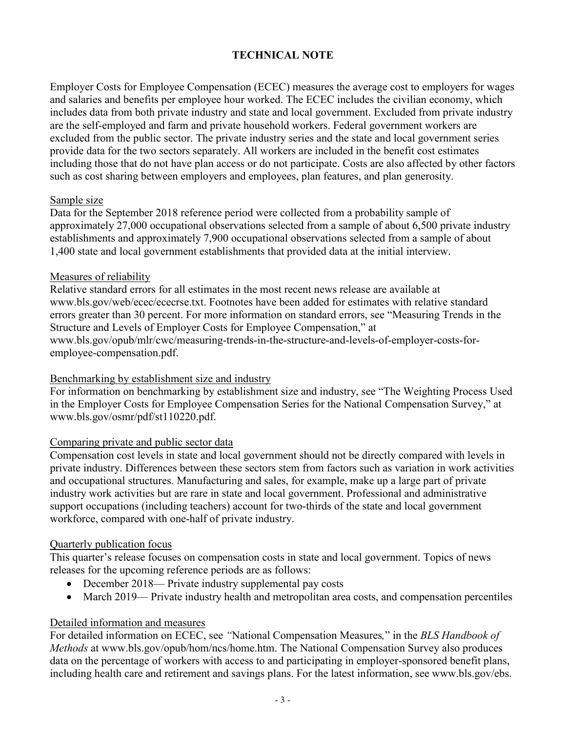# TECHNICAL NOTE

Employer Costs for Employee Compensation (ECEC) measures the average cost to employers for wages and salaries and benefits per employee hour worked. The ECEC includes the civilian economy, which includes data from both private industry and state and local government. Excluded from private industry are the self-employed and farm and private household workers. Federal government workers are excluded from the public sector. The private industry series and the state and local government series provide data for the two sectors separately. All workers are included in the benefit cost estimates including those that do not have plan access or do not participate. Costs are also affected by other factors such as cost sharing between employers and employees, plan features, and plan generosity.

## Sample size

Data for the September 2018 reference period were collected from a probability sample of approximately 27,000 occupational observations selected from a sample of about 6,500 private industry establishments and approximately 7,900 occupational observations selected from a sample of about 1,400 state and local government establishments that provided data at the initial interview.

## Measures of reliability

Relative standard errors for all estimates in the most recent news release are available at www.bls.gov/web/ecec/ececrse.txt. Footnotes have been added for estimates with relative standard errors greater than 30 percent. For more information on standard errors, see "Measuring Trends in the Structure and Levels of Employer Costs for Employee Compensation," at www.bls.gov/opub/mlr/cwc/measuring-trends-in-the-structure-and-levels-of-employer-costs-for-employee-compensation.pdf.

## Benchmarking by establishment size and industry

For information on benchmarking by establishment size and industry, see "The Weighting Process Used in the Employer Costs for Employee Compensation Series for the National Compensation Survey," at www.bls.gov/osmr/pdf/st110220.pdf.

## Comparing private and public sector data

Compensation cost levels in state and local government should not be directly compared with levels in private industry. Differences between these sectors stem from factors such as variation in work activities and occupational structures. Manufacturing and sales, for example, make up a large part of private industry work activities but are rare in state and local government. Professional and administrative support occupations (including teachers) account for two-thirds of the state and local government workforce, compared with one-half of private industry.

## Quarterly publication focus

This quarter's release focuses on compensation costs in state and local government. Topics of news releases for the upcoming reference periods are as follows:

- December 2018— Private industry supplemental pay costs
- March 2019— Private industry health and metropolitan area costs, and compensation percentiles

## Detailed information and measures

For detailed information on ECEC, see "National Compensation Measures," in the *BLS Handbook of Methods* at www.bls.gov/opub/hom/ncs/home.htm. The National Compensation Survey also produces data on the percentage of workers with access to and participating in employer-sponsored benefit plans, including health care and retirement and savings plans. For the latest information, see www.bls.gov/ebs.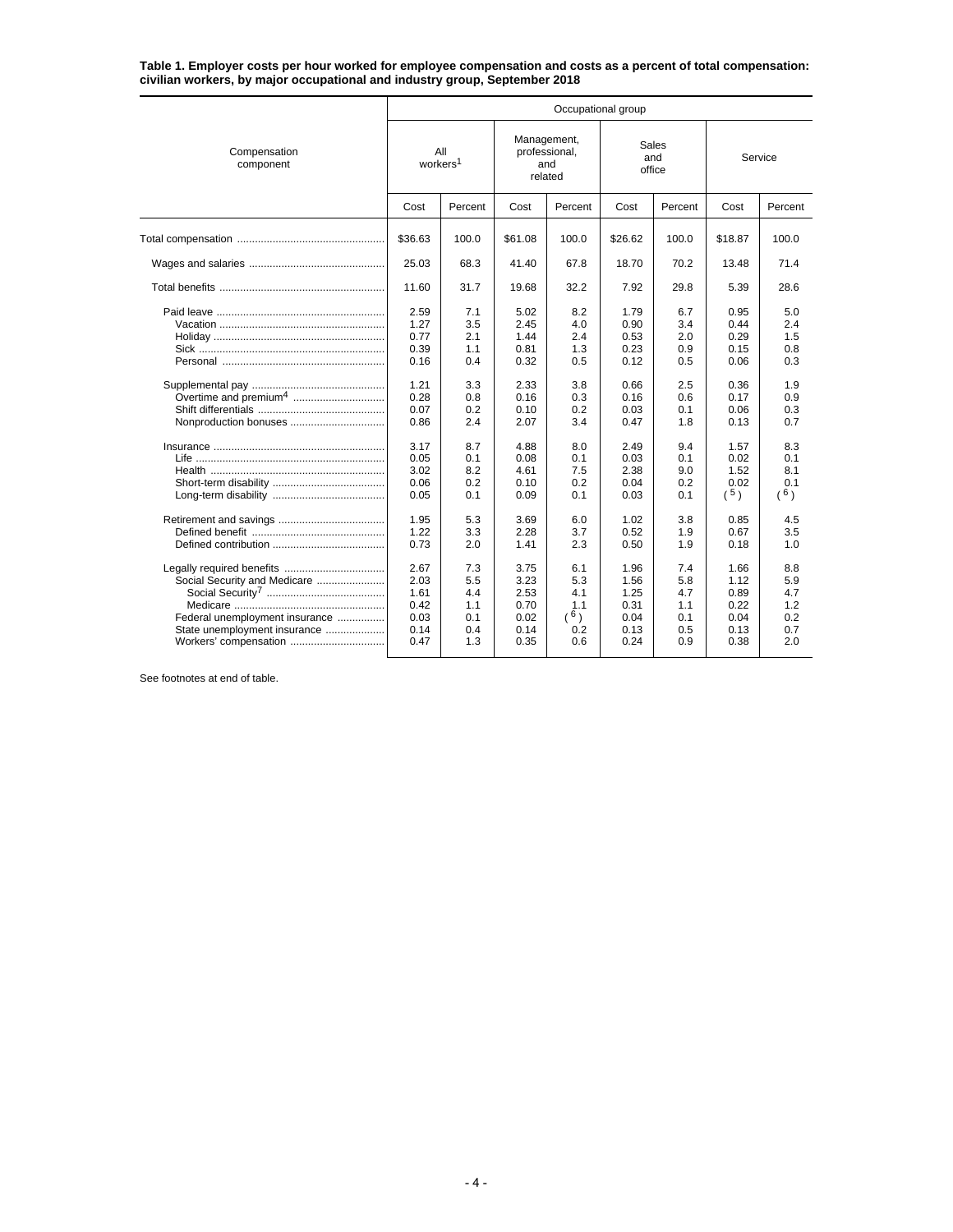**Table 1. Employer costs per hour worked for employee compensation and costs as a percent of total compensation: civilian workers, by major occupational and industry group, September 2018**

| Compensation component | Occupational group | | | | | | | |
|---|---|---|---|---|---|---|---|---|
| | All workers[1] | | Management, professional, and related | | Sales and office | | Service | |
| | Cost | Percent | Cost | Percent | Cost | Percent | Cost | Percent |
| Total compensation | $36.63 | 100.0 | $61.08 | 100.0 | $26.62 | 100.0 | $18.87 | 100.0 |
| Wages and salaries | 25.03 | 68.3 | 41.40 | 67.8 | 18.70 | 70.2 | 13.48 | 71.4 |
| Total benefits | 11.60 | 31.7 | 19.68 | 32.2 | 7.92 | 29.8 | 5.39 | 28.6 |
| Paid leave | 2.59 | 7.1 | 5.02 | 8.2 | 1.79 | 6.7 | 0.95 | 5.0 |
| Vacation | 1.27 | 3.5 | 2.45 | 4.0 | 0.90 | 3.4 | 0.44 | 2.4 |
| Holiday | 0.77 | 2.1 | 1.44 | 2.4 | 0.53 | 2.0 | 0.29 | 1.5 |
| Sick | 0.39 | 1.1 | 0.81 | 1.3 | 0.23 | 0.9 | 0.15 | 0.8 |
| Personal | 0.16 | 0.4 | 0.32 | 0.5 | 0.12 | 0.5 | 0.06 | 0.3 |
| Supplemental pay | 1.21 | 3.3 | 2.33 | 3.8 | 0.66 | 2.5 | 0.36 | 1.9 |
| Overtime and premium[4] | 0.28 | 0.8 | 0.16 | 0.3 | 0.16 | 0.6 | 0.17 | 0.9 |
| Shift differentials | 0.07 | 0.2 | 0.10 | 0.2 | 0.03 | 0.1 | 0.06 | 0.3 |
| Nonproduction bonuses | 0.86 | 2.4 | 2.07 | 3.4 | 0.47 | 1.8 | 0.13 | 0.7 |
| Insurance | 3.17 | 8.7 | 4.88 | 8.0 | 2.49 | 9.4 | 1.57 | 8.3 |
| Life | 0.05 | 0.1 | 0.08 | 0.1 | 0.03 | 0.1 | 0.02 | 0.1 |
| Health | 3.02 | 8.2 | 4.61 | 7.5 | 2.38 | 9.0 | 1.52 | 8.1 |
| Short-term disability | 0.06 | 0.2 | 0.10 | 0.2 | 0.04 | 0.2 | 0.02 | 0.1 |
| Long-term disability | 0.05 | 0.1 | 0.09 | 0.1 | 0.03 | 0.1 | ([5]) | ([6]) |
| Retirement and savings | 1.95 | 5.3 | 3.69 | 6.0 | 1.02 | 3.8 | 0.85 | 4.5 |
| Defined benefit | 1.22 | 3.3 | 2.28 | 3.7 | 0.52 | 1.9 | 0.67 | 3.5 |
| Defined contribution | 0.73 | 2.0 | 1.41 | 2.3 | 0.50 | 1.9 | 0.18 | 1.0 |
| Legally required benefits | 2.67 | 7.3 | 3.75 | 6.1 | 1.96 | 7.4 | 1.66 | 8.8 |
| Social Security and Medicare | 2.03 | 5.5 | 3.23 | 5.3 | 1.56 | 5.8 | 1.12 | 5.9 |
| Social Security[7] | 1.61 | 4.4 | 2.53 | 4.1 | 1.25 | 4.7 | 0.89 | 4.7 |
| Medicare | 0.42 | 1.1 | 0.70 | 1.1 | 0.31 | 1.1 | 0.22 | 1.2 |
| Federal unemployment insurance | 0.03 | 0.1 | 0.02 | ([6]) | 0.04 | 0.1 | 0.04 | 0.2 |
| State unemployment insurance | 0.14 | 0.4 | 0.14 | 0.2 | 0.13 | 0.5 | 0.13 | 0.7 |
| Workers' compensation | 0.47 | 1.3 | 0.35 | 0.6 | 0.24 | 0.9 | 0.38 | 2.0 |

See footnotes at end of table.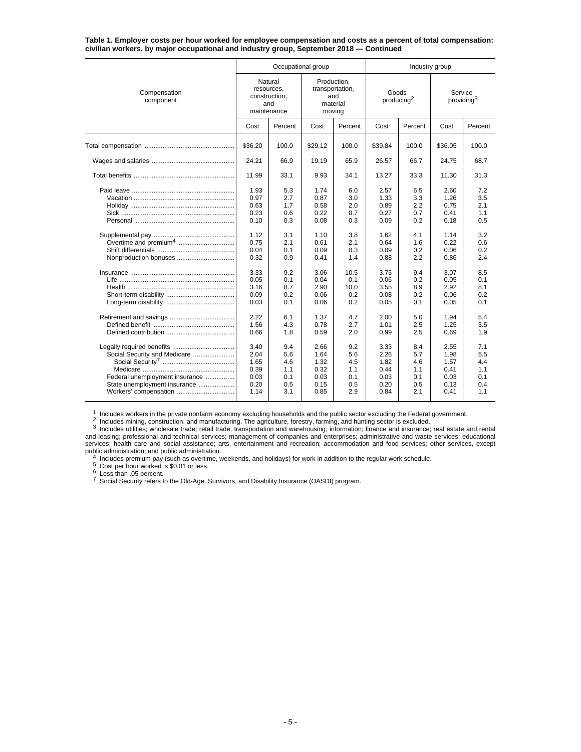**Table 1. Employer costs per hour worked for employee compensation and costs as a percent of total compensation: civilian workers, by major occupational and industry group, September 2018 — Continued**

| Compensation component | Occupational group | | | | Industry group | | | |
|---|---|---|---|---|---|---|---|---|
| | Natural resources, construction, and maintenance | | Production, transportation, and material moving | | Goods-producing[2] | | Service-providing[3] | |
| | Cost | Percent | Cost | Percent | Cost | Percent | Cost | Percent |
| Total compensation | $36.20 | 100.0 | $29.12 | 100.0 | $39.84 | 100.0 | $36.05 | 100.0 |
| Wages and salaries | 24.21 | 66.9 | 19.19 | 65.9 | 26.57 | 66.7 | 24.75 | 68.7 |
| Total benefits | 11.99 | 33.1 | 9.93 | 34.1 | 13.27 | 33.3 | 11.30 | 31.3 |
| Paid leave | 1.93 | 5.3 | 1.74 | 6.0 | 2.57 | 6.5 | 2.60 | 7.2 |
| Vacation | 0.97 | 2.7 | 0.87 | 3.0 | 1.33 | 3.3 | 1.26 | 3.5 |
| Holiday | 0.63 | 1.7 | 0.58 | 2.0 | 0.89 | 2.2 | 0.75 | 2.1 |
| Sick | 0.23 | 0.6 | 0.22 | 0.7 | 0.27 | 0.7 | 0.41 | 1.1 |
| Personal | 0.10 | 0.3 | 0.08 | 0.3 | 0.09 | 0.2 | 0.18 | 0.5 |
| Supplemental pay | 1.12 | 3.1 | 1.10 | 3.8 | 1.62 | 4.1 | 1.14 | 3.2 |
| Overtime and premium[4] | 0.75 | 2.1 | 0.61 | 2.1 | 0.64 | 1.6 | 0.22 | 0.6 |
| Shift differentials | 0.04 | 0.1 | 0.09 | 0.3 | 0.09 | 0.2 | 0.06 | 0.2 |
| Nonproduction bonuses | 0.32 | 0.9 | 0.41 | 1.4 | 0.88 | 2.2 | 0.86 | 2.4 |
| Insurance | 3.33 | 9.2 | 3.06 | 10.5 | 3.75 | 9.4 | 3.07 | 8.5 |
| Life | 0.05 | 0.1 | 0.04 | 0.1 | 0.06 | 0.2 | 0.05 | 0.1 |
| Health | 3.16 | 8.7 | 2.90 | 10.0 | 3.55 | 8.9 | 2.92 | 8.1 |
| Short-term disability | 0.09 | 0.2 | 0.06 | 0.2 | 0.08 | 0.2 | 0.06 | 0.2 |
| Long-term disability | 0.03 | 0.1 | 0.06 | 0.2 | 0.05 | 0.1 | 0.05 | 0.1 |
| Retirement and savings | 2.22 | 6.1 | 1.37 | 4.7 | 2.00 | 5.0 | 1.94 | 5.4 |
| Defined benefit | 1.56 | 4.3 | 0.78 | 2.7 | 1.01 | 2.5 | 1.25 | 3.5 |
| Defined contribution | 0.66 | 1.8 | 0.59 | 2.0 | 0.99 | 2.5 | 0.69 | 1.9 |
| Legally required benefits | 3.40 | 9.4 | 2.66 | 9.2 | 3.33 | 8.4 | 2.55 | 7.1 |
| Social Security and Medicare | 2.04 | 5.6 | 1.64 | 5.6 | 2.26 | 5.7 | 1.98 | 5.5 |
| Social Security[7] | 1.65 | 4.6 | 1.32 | 4.5 | 1.82 | 4.6 | 1.57 | 4.4 |
| Medicare | 0.39 | 1.1 | 0.32 | 1.1 | 0.44 | 1.1 | 0.41 | 1.1 |
| Federal unemployment insurance | 0.03 | 0.1 | 0.03 | 0.1 | 0.03 | 0.1 | 0.03 | 0.1 |
| State unemployment insurance | 0.20 | 0.5 | 0.15 | 0.5 | 0.20 | 0.5 | 0.13 | 0.4 |
| Workers' compensation | 1.14 | 3.1 | 0.85 | 2.9 | 0.84 | 2.1 | 0.41 | 1.1 |

[1] Includes workers in the private nonfarm economy excluding households and the public sector excluding the Federal government.
[2] Includes mining, construction, and manufacturing. The agriculture, forestry, farming, and hunting sector is excluded.
[3] Includes utilities; wholesale trade; retail trade; transportation and warehousing; information; finance and insurance; real estate and rental and leasing; professional and technical services; management of companies and enterprises; administrative and waste services; educational services; health care and social assistance; arts, entertainment and recreation; accommodation and food services; other services, except public administration; and public administration.
[4] Includes premium pay (such as overtime, weekends, and holidays) for work in addition to the regular work schedule.
[5] Cost per hour worked is $0.01 or less.
[6] Less than .05 percent.
[7] Social Security refers to the Old-Age, Survivors, and Disability Insurance (OASDI) program.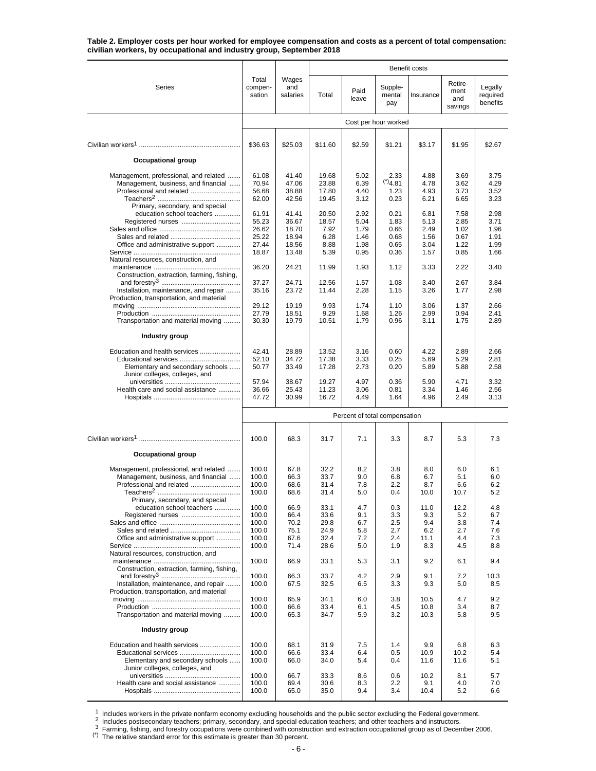**Table 2. Employer costs per hour worked for employee compensation and costs as a percent of total compensation: civilian workers, by occupational and industry group, September 2018**

| Series | Total compensation | Wages and salaries | Benefit costs: Total | Paid leave | Supplemental pay | Insurance | Retirement and savings | Legally required benefits |
|---|---|---|---|---|---|---|---|---|
| | Cost per hour worked | | | | | | | |
| Civilian workers[1] | $36.63 | $25.03 | $11.60 | $2.59 | $1.21 | $3.17 | $1.95 | $2.67 |
| **Occupational group** | | | | | | | | |
| Management, professional, and related | 61.08 | 41.40 | 19.68 | 5.02 | 2.33 | 4.88 | 3.69 | 3.75 |
| Management, business, and financial | 70.94 | 47.06 | 23.88 | 6.39 | (*)4.81 | 4.78 | 3.62 | 4.29 |
| Professional and related | 56.68 | 38.88 | 17.80 | 4.40 | 1.23 | 4.93 | 3.73 | 3.52 |
| Teachers[2] | 62.00 | 42.56 | 19.45 | 3.12 | 0.23 | 6.21 | 6.65 | 3.23 |
| Primary, secondary, and special education school teachers | 61.91 | 41.41 | 20.50 | 2.92 | 0.21 | 6.81 | 7.58 | 2.98 |
| Registered nurses | 55.23 | 36.67 | 18.57 | 5.04 | 1.83 | 5.13 | 2.85 | 3.71 |
| Sales and office | 26.62 | 18.70 | 7.92 | 1.79 | 0.66 | 2.49 | 1.02 | 1.96 |
| Sales and related | 25.22 | 18.94 | 6.28 | 1.46 | 0.68 | 1.56 | 0.67 | 1.91 |
| Office and administrative support | 27.44 | 18.56 | 8.88 | 1.98 | 0.65 | 3.04 | 1.22 | 1.99 |
| Service | 18.87 | 13.48 | 5.39 | 0.95 | 0.36 | 1.57 | 0.85 | 1.66 |
| Natural resources, construction, and maintenance | 36.20 | 24.21 | 11.99 | 1.93 | 1.12 | 3.33 | 2.22 | 3.40 |
| Construction, extraction, farming, fishing, and forestry[3] | 37.27 | 24.71 | 12.56 | 1.57 | 1.08 | 3.40 | 2.67 | 3.84 |
| Installation, maintenance, and repair | 35.16 | 23.72 | 11.44 | 2.28 | 1.15 | 3.26 | 1.77 | 2.98 |
| Production, transportation, and material moving | 29.12 | 19.19 | 9.93 | 1.74 | 1.10 | 3.06 | 1.37 | 2.66 |
| Production | 27.79 | 18.51 | 9.29 | 1.68 | 1.26 | 2.99 | 0.94 | 2.41 |
| Transportation and material moving | 30.30 | 19.79 | 10.51 | 1.79 | 0.96 | 3.11 | 1.75 | 2.89 |
| **Industry group** | | | | | | | | |
| Education and health services | 42.41 | 28.89 | 13.52 | 3.16 | 0.60 | 4.22 | 2.89 | 2.66 |
| Educational services | 52.10 | 34.72 | 17.38 | 3.33 | 0.25 | 5.69 | 5.29 | 2.81 |
| Elementary and secondary schools | 50.77 | 33.49 | 17.28 | 2.73 | 0.20 | 5.89 | 5.88 | 2.58 |
| Junior colleges, colleges, and universities | 57.94 | 38.67 | 19.27 | 4.97 | 0.36 | 5.90 | 4.71 | 3.32 |
| Health care and social assistance | 36.66 | 25.43 | 11.23 | 3.06 | 0.81 | 3.34 | 1.46 | 2.56 |
| Hospitals | 47.72 | 30.99 | 16.72 | 4.49 | 1.64 | 4.96 | 2.49 | 3.13 |
| | Percent of total compensation | | | | | | | |
| Civilian workers[1] | 100.0 | 68.3 | 31.7 | 7.1 | 3.3 | 8.7 | 5.3 | 7.3 |
| **Occupational group** | | | | | | | | |
| Management, professional, and related | 100.0 | 67.8 | 32.2 | 8.2 | 3.8 | 8.0 | 6.0 | 6.1 |
| Management, business, and financial | 100.0 | 66.3 | 33.7 | 9.0 | 6.8 | 6.7 | 5.1 | 6.0 |
| Professional and related | 100.0 | 68.6 | 31.4 | 7.8 | 2.2 | 8.7 | 6.6 | 6.2 |
| Teachers[2] | 100.0 | 68.6 | 31.4 | 5.0 | 0.4 | 10.0 | 10.7 | 5.2 |
| Primary, secondary, and special education school teachers | 100.0 | 66.9 | 33.1 | 4.7 | 0.3 | 11.0 | 12.2 | 4.8 |
| Registered nurses | 100.0 | 66.4 | 33.6 | 9.1 | 3.3 | 9.3 | 5.2 | 6.7 |
| Sales and office | 100.0 | 70.2 | 29.8 | 6.7 | 2.5 | 9.4 | 3.8 | 7.4 |
| Sales and related | 100.0 | 75.1 | 24.9 | 5.8 | 2.7 | 6.2 | 2.7 | 7.6 |
| Office and administrative support | 100.0 | 67.6 | 32.4 | 7.2 | 2.4 | 11.1 | 4.4 | 7.3 |
| Service | 100.0 | 71.4 | 28.6 | 5.0 | 1.9 | 8.3 | 4.5 | 8.8 |
| Natural resources, construction, and maintenance | 100.0 | 66.9 | 33.1 | 5.3 | 3.1 | 9.2 | 6.1 | 9.4 |
| Construction, extraction, farming, fishing, and forestry[3] | 100.0 | 66.3 | 33.7 | 4.2 | 2.9 | 9.1 | 7.2 | 10.3 |
| Installation, maintenance, and repair | 100.0 | 67.5 | 32.5 | 6.5 | 3.3 | 9.3 | 5.0 | 8.5 |
| Production, transportation, and material moving | 100.0 | 65.9 | 34.1 | 6.0 | 3.8 | 10.5 | 4.7 | 9.2 |
| Production | 100.0 | 66.6 | 33.4 | 6.1 | 4.5 | 10.8 | 3.4 | 8.7 |
| Transportation and material moving | 100.0 | 65.3 | 34.7 | 5.9 | 3.2 | 10.3 | 5.8 | 9.5 |
| **Industry group** | | | | | | | | |
| Education and health services | 100.0 | 68.1 | 31.9 | 7.5 | 1.4 | 9.9 | 6.8 | 6.3 |
| Educational services | 100.0 | 66.6 | 33.4 | 6.4 | 0.5 | 10.9 | 10.2 | 5.4 |
| Elementary and secondary schools | 100.0 | 66.0 | 34.0 | 5.4 | 0.4 | 11.6 | 11.6 | 5.1 |
| Junior colleges, colleges, and universities | 100.0 | 66.7 | 33.3 | 8.6 | 0.6 | 10.2 | 8.1 | 5.7 |
| Health care and social assistance | 100.0 | 69.4 | 30.6 | 8.3 | 2.2 | 9.1 | 4.0 | 7.0 |
| Hospitals | 100.0 | 65.0 | 35.0 | 9.4 | 3.4 | 10.4 | 5.2 | 6.6 |

[1] Includes workers in the private nonfarm economy excluding households and the public sector excluding the Federal government.
[2] Includes postsecondary teachers; primary, secondary, and special education teachers; and other teachers and instructors.
[3] Farming, fishing, and forestry occupations were combined with construction and extraction occupational group as of December 2006.
(*) The relative standard error for this estimate is greater than 30 percent.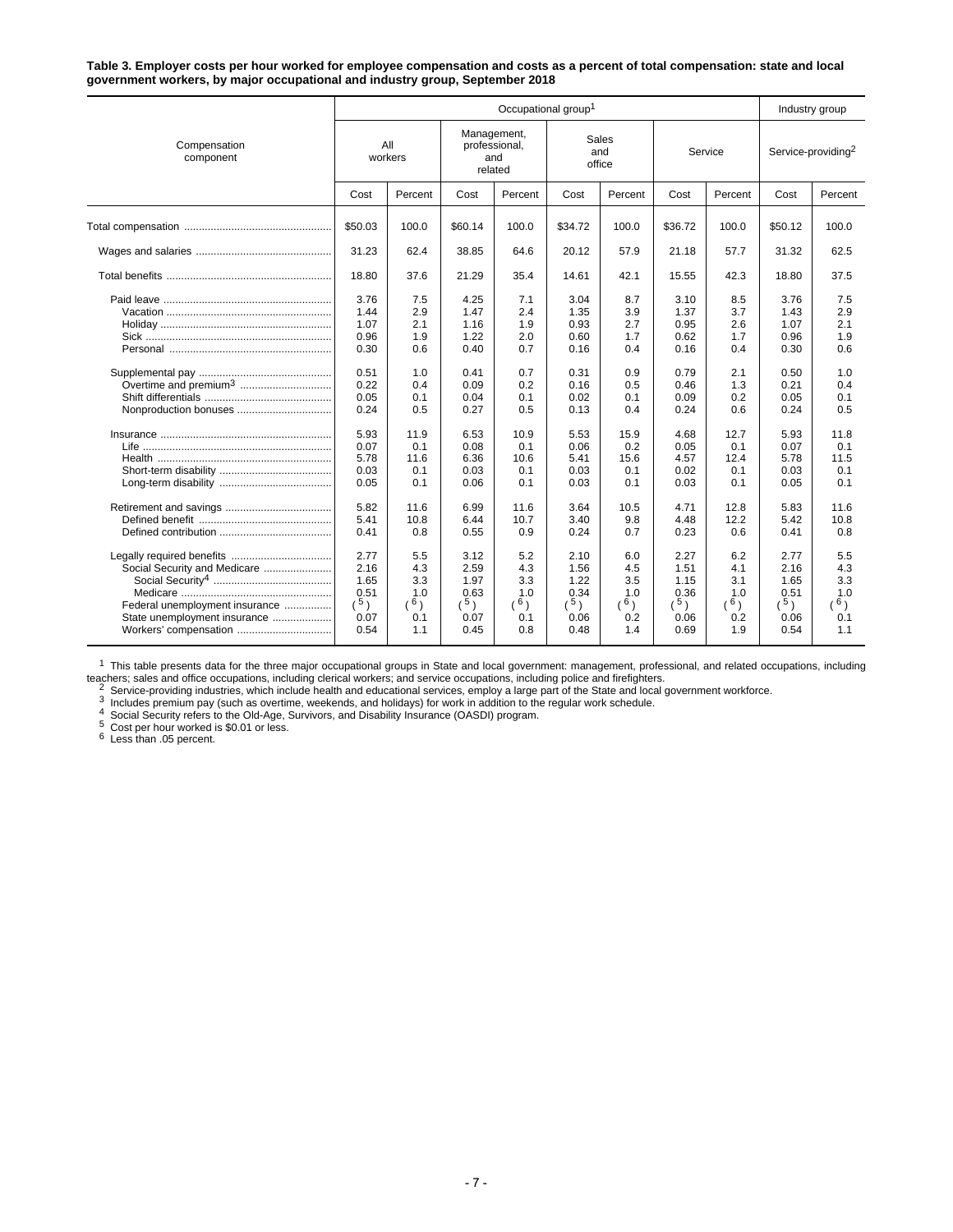**Table 3. Employer costs per hour worked for employee compensation and costs as a percent of total compensation: state and local government workers, by major occupational and industry group, September 2018**

| Compensation component | Occupational group[1] | | | | | | | | Industry group | |
|---|---|---|---|---|---|---|---|---|---|---|
| | All workers | | Management, professional, and related | | Sales and office | | Service | | Service-providing[2] | |
| | Cost | Percent | Cost | Percent | Cost | Percent | Cost | Percent | Cost | Percent |
| Total compensation | $50.03 | 100.0 | $60.14 | 100.0 | $34.72 | 100.0 | $36.72 | 100.0 | $50.12 | 100.0 |
| Wages and salaries | 31.23 | 62.4 | 38.85 | 64.6 | 20.12 | 57.9 | 21.18 | 57.7 | 31.32 | 62.5 |
| Total benefits | 18.80 | 37.6 | 21.29 | 35.4 | 14.61 | 42.1 | 15.55 | 42.3 | 18.80 | 37.5 |
| Paid leave | 3.76 | 7.5 | 4.25 | 7.1 | 3.04 | 8.7 | 3.10 | 8.5 | 3.76 | 7.5 |
| Vacation | 1.44 | 2.9 | 1.47 | 2.4 | 1.35 | 3.9 | 1.37 | 3.7 | 1.43 | 2.9 |
| Holiday | 1.07 | 2.1 | 1.16 | 1.9 | 0.93 | 2.7 | 0.95 | 2.6 | 1.07 | 2.1 |
| Sick | 0.96 | 1.9 | 1.22 | 2.0 | 0.60 | 1.7 | 0.62 | 1.7 | 0.96 | 1.9 |
| Personal | 0.30 | 0.6 | 0.40 | 0.7 | 0.16 | 0.4 | 0.16 | 0.4 | 0.30 | 0.6 |
| Supplemental pay | 0.51 | 1.0 | 0.41 | 0.7 | 0.31 | 0.9 | 0.79 | 2.1 | 0.50 | 1.0 |
| Overtime and premium[3] | 0.22 | 0.4 | 0.09 | 0.2 | 0.16 | 0.5 | 0.46 | 1.3 | 0.21 | 0.4 |
| Shift differentials | 0.05 | 0.1 | 0.04 | 0.1 | 0.02 | 0.1 | 0.09 | 0.2 | 0.05 | 0.1 |
| Nonproduction bonuses | 0.24 | 0.5 | 0.27 | 0.5 | 0.13 | 0.4 | 0.24 | 0.6 | 0.24 | 0.5 |
| Insurance | 5.93 | 11.9 | 6.53 | 10.9 | 5.53 | 15.9 | 4.68 | 12.7 | 5.93 | 11.8 |
| Life | 0.07 | 0.1 | 0.08 | 0.1 | 0.06 | 0.2 | 0.05 | 0.1 | 0.07 | 0.1 |
| Health | 5.78 | 11.6 | 6.36 | 10.6 | 5.41 | 15.6 | 4.57 | 12.4 | 5.78 | 11.5 |
| Short-term disability | 0.03 | 0.1 | 0.03 | 0.1 | 0.03 | 0.1 | 0.02 | 0.1 | 0.03 | 0.1 |
| Long-term disability | 0.05 | 0.1 | 0.06 | 0.1 | 0.03 | 0.1 | 0.03 | 0.1 | 0.05 | 0.1 |
| Retirement and savings | 5.82 | 11.6 | 6.99 | 11.6 | 3.64 | 10.5 | 4.71 | 12.8 | 5.83 | 11.6 |
| Defined benefit | 5.41 | 10.8 | 6.44 | 10.7 | 3.40 | 9.8 | 4.48 | 12.2 | 5.42 | 10.8 |
| Defined contribution | 0.41 | 0.8 | 0.55 | 0.9 | 0.24 | 0.7 | 0.23 | 0.6 | 0.41 | 0.8 |
| Legally required benefits | 2.77 | 5.5 | 3.12 | 5.2 | 2.10 | 6.0 | 2.27 | 6.2 | 2.77 | 5.5 |
| Social Security and Medicare | 2.16 | 4.3 | 2.59 | 4.3 | 1.56 | 4.5 | 1.51 | 4.1 | 2.16 | 4.3 |
| Social Security[4] | 1.65 | 3.3 | 1.97 | 3.3 | 1.22 | 3.5 | 1.15 | 3.1 | 1.65 | 3.3 |
| Medicare | 0.51 | 1.0 | 0.63 | 1.0 | 0.34 | 1.0 | 0.36 | 1.0 | 0.51 | 1.0 |
| Federal unemployment insurance | (5) | (6) | (5) | (6) | (5) | (6) | (5) | (6) | (5) | (6) |
| State unemployment insurance | 0.07 | 0.1 | 0.07 | 0.1 | 0.06 | 0.2 | 0.06 | 0.2 | 0.06 | 0.1 |
| Workers' compensation | 0.54 | 1.1 | 0.45 | 0.8 | 0.48 | 1.4 | 0.69 | 1.9 | 0.54 | 1.1 |

[1] This table presents data for the three major occupational groups in State and local government: management, professional, and related occupations, including teachers; sales and office occupations, including clerical workers; and service occupations, including police and firefighters.

[2] Service-providing industries, which include health and educational services, employ a large part of the State and local government workforce.

[3] Includes premium pay (such as overtime, weekends, and holidays) for work in addition to the regular work schedule.

[4] Social Security refers to the Old-Age, Survivors, and Disability Insurance (OASDI) program.

[5] Cost per hour worked is $0.01 or less.

[6] Less than .05 percent.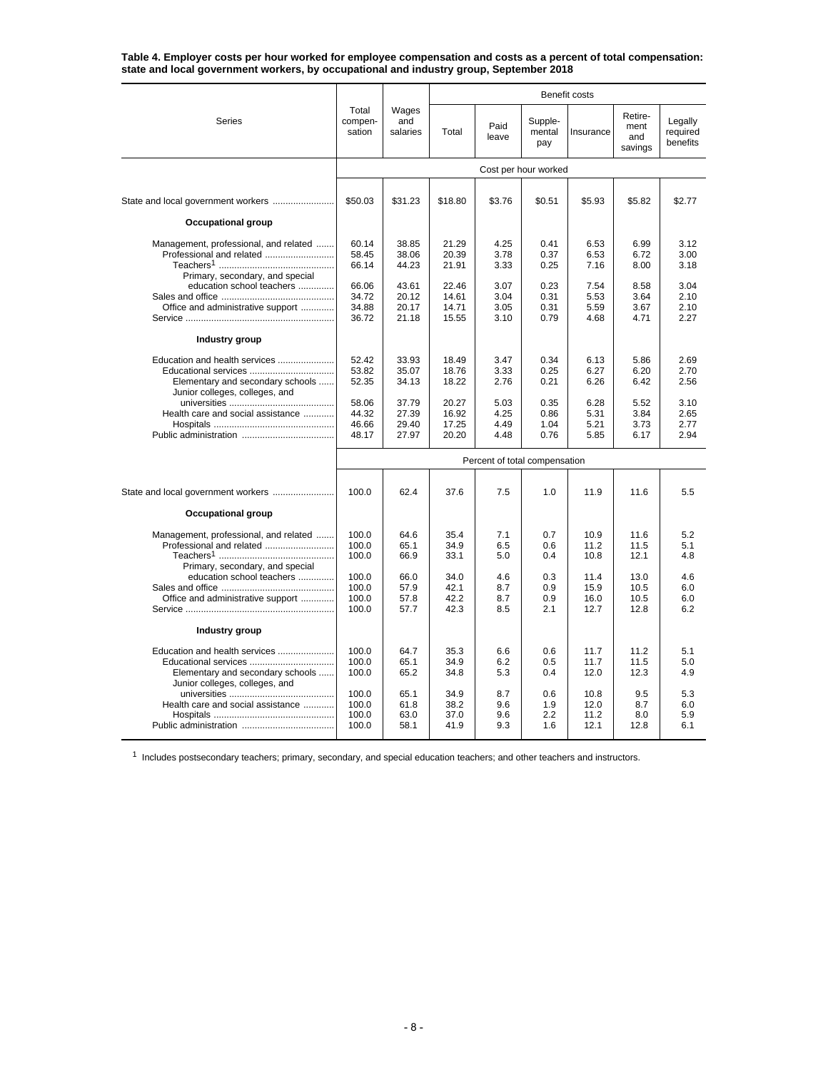**Table 4. Employer costs per hour worked for employee compensation and costs as a percent of total compensation: state and local government workers, by occupational and industry group, September 2018**

| Series | Total compen-sation | Wages and salaries | Benefit costs | | | | | |
|---|---|---|---|---|---|---|---|---|
| | | | Total | Paid leave | Supple-mental pay | Insurance | Retire-ment and savings | Legally required benefits |
| | Cost per hour worked | | | | | | | |
| State and local government workers | $50.03 | $31.23 | $18.80 | $3.76 | $0.51 | $5.93 | $5.82 | $2.77 |
| **Occupational group** | | | | | | | | |
| Management, professional, and related | 60.14 | 38.85 | 21.29 | 4.25 | 0.41 | 6.53 | 6.99 | 3.12 |
| Professional and related | 58.45 | 38.06 | 20.39 | 3.78 | 0.37 | 6.53 | 6.72 | 3.00 |
| Teachers[1] | 66.14 | 44.23 | 21.91 | 3.33 | 0.25 | 7.16 | 8.00 | 3.18 |
| Primary, secondary, and special education school teachers | 66.06 | 43.61 | 22.46 | 3.07 | 0.23 | 7.54 | 8.58 | 3.04 |
| Sales and office | 34.72 | 20.12 | 14.61 | 3.04 | 0.31 | 5.53 | 3.64 | 2.10 |
| Office and administrative support | 34.88 | 20.17 | 14.71 | 3.05 | 0.31 | 5.59 | 3.67 | 2.10 |
| Service | 36.72 | 21.18 | 15.55 | 3.10 | 0.79 | 4.68 | 4.71 | 2.27 |
| **Industry group** | | | | | | | | |
| Education and health services | 52.42 | 33.93 | 18.49 | 3.47 | 0.34 | 6.13 | 5.86 | 2.69 |
| Educational services | 53.82 | 35.07 | 18.76 | 3.33 | 0.25 | 6.27 | 6.20 | 2.70 |
| Elementary and secondary schools | 52.35 | 34.13 | 18.22 | 2.76 | 0.21 | 6.26 | 6.42 | 2.56 |
| Junior colleges, colleges, and universities | 58.06 | 37.79 | 20.27 | 5.03 | 0.35 | 6.28 | 5.52 | 3.10 |
| Health care and social assistance | 44.32 | 27.39 | 16.92 | 4.25 | 0.86 | 5.31 | 3.84 | 2.65 |
| Hospitals | 46.66 | 29.40 | 17.25 | 4.49 | 1.04 | 5.21 | 3.73 | 2.77 |
| Public administration | 48.17 | 27.97 | 20.20 | 4.48 | 0.76 | 5.85 | 6.17 | 2.94 |
| | Percent of total compensation | | | | | | | |
| State and local government workers | 100.0 | 62.4 | 37.6 | 7.5 | 1.0 | 11.9 | 11.6 | 5.5 |
| **Occupational group** | | | | | | | | |
| Management, professional, and related | 100.0 | 64.6 | 35.4 | 7.1 | 0.7 | 10.9 | 11.6 | 5.2 |
| Professional and related | 100.0 | 65.1 | 34.9 | 6.5 | 0.6 | 11.2 | 11.5 | 5.1 |
| Teachers[1] | 100.0 | 66.9 | 33.1 | 5.0 | 0.4 | 10.8 | 12.1 | 4.8 |
| Primary, secondary, and special education school teachers | 100.0 | 66.0 | 34.0 | 4.6 | 0.3 | 11.4 | 13.0 | 4.6 |
| Sales and office | 100.0 | 57.9 | 42.1 | 8.7 | 0.9 | 15.9 | 10.5 | 6.0 |
| Office and administrative support | 100.0 | 57.8 | 42.2 | 8.7 | 0.9 | 16.0 | 10.5 | 6.0 |
| Service | 100.0 | 57.7 | 42.3 | 8.5 | 2.1 | 12.7 | 12.8 | 6.2 |
| **Industry group** | | | | | | | | |
| Education and health services | 100.0 | 64.7 | 35.3 | 6.6 | 0.6 | 11.7 | 11.2 | 5.1 |
| Educational services | 100.0 | 65.1 | 34.9 | 6.2 | 0.5 | 11.7 | 11.5 | 5.0 |
| Elementary and secondary schools | 100.0 | 65.2 | 34.8 | 5.3 | 0.4 | 12.0 | 12.3 | 4.9 |
| Junior colleges, colleges, and universities | 100.0 | 65.1 | 34.9 | 8.7 | 0.6 | 10.8 | 9.5 | 5.3 |
| Health care and social assistance | 100.0 | 61.8 | 38.2 | 9.6 | 1.9 | 12.0 | 8.7 | 6.0 |
| Hospitals | 100.0 | 63.0 | 37.0 | 9.6 | 2.2 | 11.2 | 8.0 | 5.9 |
| Public administration | 100.0 | 58.1 | 41.9 | 9.3 | 1.6 | 12.1 | 12.8 | 6.1 |

[1] Includes postsecondary teachers; primary, secondary, and special education teachers; and other teachers and instructors.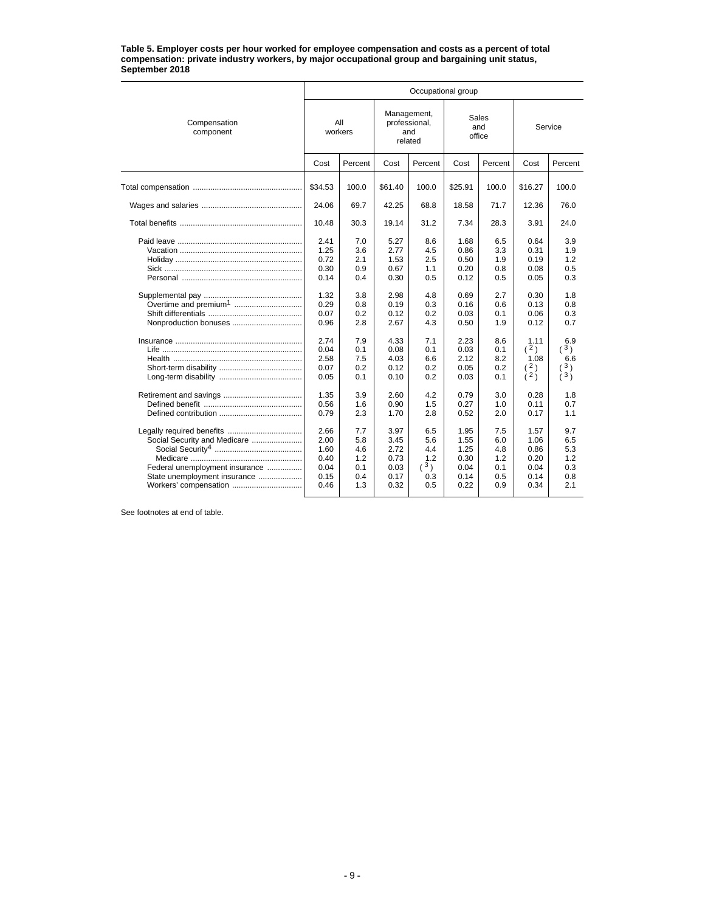**Table 5. Employer costs per hour worked for employee compensation and costs as a percent of total compensation: private industry workers, by major occupational group and bargaining unit status, September 2018**

| Compensation component | Occupational group | | | | | | | |
|---|---|---|---|---|---|---|---|---|
| | All workers | | Management, professional, and related | | Sales and office | | Service | |
| | Cost | Percent | Cost | Percent | Cost | Percent | Cost | Percent |
| Total compensation | $34.53 | 100.0 | $61.40 | 100.0 | $25.91 | 100.0 | $16.27 | 100.0 |
| Wages and salaries | 24.06 | 69.7 | 42.25 | 68.8 | 18.58 | 71.7 | 12.36 | 76.0 |
| Total benefits | 10.48 | 30.3 | 19.14 | 31.2 | 7.34 | 28.3 | 3.91 | 24.0 |
| Paid leave | 2.41 | 7.0 | 5.27 | 8.6 | 1.68 | 6.5 | 0.64 | 3.9 |
| Vacation | 1.25 | 3.6 | 2.77 | 4.5 | 0.86 | 3.3 | 0.31 | 1.9 |
| Holiday | 0.72 | 2.1 | 1.53 | 2.5 | 0.50 | 1.9 | 0.19 | 1.2 |
| Sick | 0.30 | 0.9 | 0.67 | 1.1 | 0.20 | 0.8 | 0.08 | 0.5 |
| Personal | 0.14 | 0.4 | 0.30 | 0.5 | 0.12 | 0.5 | 0.05 | 0.3 |
| Supplemental pay | 1.32 | 3.8 | 2.98 | 4.8 | 0.69 | 2.7 | 0.30 | 1.8 |
| Overtime and premium[1] | 0.29 | 0.8 | 0.19 | 0.3 | 0.16 | 0.6 | 0.13 | 0.8 |
| Shift differentials | 0.07 | 0.2 | 0.12 | 0.2 | 0.03 | 0.1 | 0.06 | 0.3 |
| Nonproduction bonuses | 0.96 | 2.8 | 2.67 | 4.3 | 0.50 | 1.9 | 0.12 | 0.7 |
| Insurance | 2.74 | 7.9 | 4.33 | 7.1 | 2.23 | 8.6 | 1.11 | 6.9 |
| Life | 0.04 | 0.1 | 0.08 | 0.1 | 0.03 | 0.1 | ([2]) | ([3]) |
| Health | 2.58 | 7.5 | 4.03 | 6.6 | 2.12 | 8.2 | 1.08 | 6.6 |
| Short-term disability | 0.07 | 0.2 | 0.12 | 0.2 | 0.05 | 0.2 | ([2]) | ([3]) |
| Long-term disability | 0.05 | 0.1 | 0.10 | 0.2 | 0.03 | 0.1 | ([2]) | ([3]) |
| Retirement and savings | 1.35 | 3.9 | 2.60 | 4.2 | 0.79 | 3.0 | 0.28 | 1.8 |
| Defined benefit | 0.56 | 1.6 | 0.90 | 1.5 | 0.27 | 1.0 | 0.11 | 0.7 |
| Defined contribution | 0.79 | 2.3 | 1.70 | 2.8 | 0.52 | 2.0 | 0.17 | 1.1 |
| Legally required benefits | 2.66 | 7.7 | 3.97 | 6.5 | 1.95 | 7.5 | 1.57 | 9.7 |
| Social Security and Medicare | 2.00 | 5.8 | 3.45 | 5.6 | 1.55 | 6.0 | 1.06 | 6.5 |
| Social Security[4] | 1.60 | 4.6 | 2.72 | 4.4 | 1.25 | 4.8 | 0.86 | 5.3 |
| Medicare | 0.40 | 1.2 | 0.73 | 1.2 | 0.30 | 1.2 | 0.20 | 1.2 |
| Federal unemployment insurance | 0.04 | 0.1 | 0.03 | ([3]) | 0.04 | 0.1 | 0.04 | 0.3 |
| State unemployment insurance | 0.15 | 0.4 | 0.17 | 0.3 | 0.14 | 0.5 | 0.14 | 0.8 |
| Workers' compensation | 0.46 | 1.3 | 0.32 | 0.5 | 0.22 | 0.9 | 0.34 | 2.1 |

See footnotes at end of table.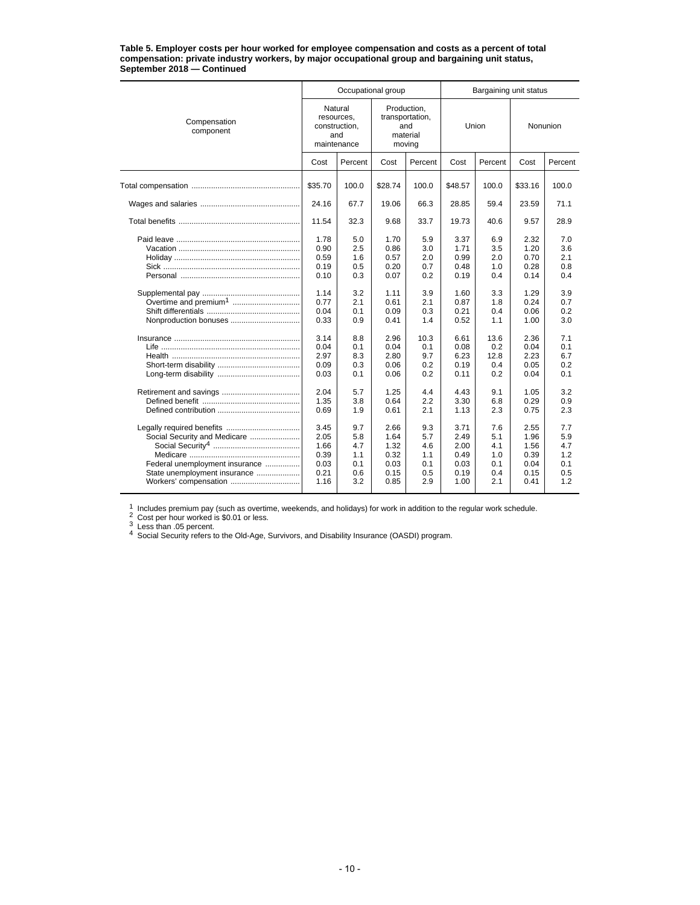**Table 5. Employer costs per hour worked for employee compensation and costs as a percent of total compensation: private industry workers, by major occupational group and bargaining unit status, September 2018 — Continued**

| Compensation component | Occupational group | | | | Bargaining unit status | | | |
|---|---|---|---|---|---|---|---|---|
| | Natural resources, construction, and maintenance | | Production, transportation, and material moving | | Union | | Nonunion | |
| | Cost | Percent | Cost | Percent | Cost | Percent | Cost | Percent |
| Total compensation | $35.70 | 100.0 | $28.74 | 100.0 | $48.57 | 100.0 | $33.16 | 100.0 |
| Wages and salaries | 24.16 | 67.7 | 19.06 | 66.3 | 28.85 | 59.4 | 23.59 | 71.1 |
| Total benefits | 11.54 | 32.3 | 9.68 | 33.7 | 19.73 | 40.6 | 9.57 | 28.9 |
| Paid leave | 1.78 | 5.0 | 1.70 | 5.9 | 3.37 | 6.9 | 2.32 | 7.0 |
| Vacation | 0.90 | 2.5 | 0.86 | 3.0 | 1.71 | 3.5 | 1.20 | 3.6 |
| Holiday | 0.59 | 1.6 | 0.57 | 2.0 | 0.99 | 2.0 | 0.70 | 2.1 |
| Sick | 0.19 | 0.5 | 0.20 | 0.7 | 0.48 | 1.0 | 0.28 | 0.8 |
| Personal | 0.10 | 0.3 | 0.07 | 0.2 | 0.19 | 0.4 | 0.14 | 0.4 |
| Supplemental pay | 1.14 | 3.2 | 1.11 | 3.9 | 1.60 | 3.3 | 1.29 | 3.9 |
| Overtime and premium[1] | 0.77 | 2.1 | 0.61 | 2.1 | 0.87 | 1.8 | 0.24 | 0.7 |
| Shift differentials | 0.04 | 0.1 | 0.09 | 0.3 | 0.21 | 0.4 | 0.06 | 0.2 |
| Nonproduction bonuses | 0.33 | 0.9 | 0.41 | 1.4 | 0.52 | 1.1 | 1.00 | 3.0 |
| Insurance | 3.14 | 8.8 | 2.96 | 10.3 | 6.61 | 13.6 | 2.36 | 7.1 |
| Life | 0.04 | 0.1 | 0.04 | 0.1 | 0.08 | 0.2 | 0.04 | 0.1 |
| Health | 2.97 | 8.3 | 2.80 | 9.7 | 6.23 | 12.8 | 2.23 | 6.7 |
| Short-term disability | 0.09 | 0.3 | 0.06 | 0.2 | 0.19 | 0.4 | 0.05 | 0.2 |
| Long-term disability | 0.03 | 0.1 | 0.06 | 0.2 | 0.11 | 0.2 | 0.04 | 0.1 |
| Retirement and savings | 2.04 | 5.7 | 1.25 | 4.4 | 4.43 | 9.1 | 1.05 | 3.2 |
| Defined benefit | 1.35 | 3.8 | 0.64 | 2.2 | 3.30 | 6.8 | 0.29 | 0.9 |
| Defined contribution | 0.69 | 1.9 | 0.61 | 2.1 | 1.13 | 2.3 | 0.75 | 2.3 |
| Legally required benefits | 3.45 | 9.7 | 2.66 | 9.3 | 3.71 | 7.6 | 2.55 | 7.7 |
| Social Security and Medicare | 2.05 | 5.8 | 1.64 | 5.7 | 2.49 | 5.1 | 1.96 | 5.9 |
| Social Security[4] | 1.66 | 4.7 | 1.32 | 4.6 | 2.00 | 4.1 | 1.56 | 4.7 |
| Medicare | 0.39 | 1.1 | 0.32 | 1.1 | 0.49 | 1.0 | 0.39 | 1.2 |
| Federal unemployment insurance | 0.03 | 0.1 | 0.03 | 0.1 | 0.03 | 0.1 | 0.04 | 0.1 |
| State unemployment insurance | 0.21 | 0.6 | 0.15 | 0.5 | 0.19 | 0.4 | 0.15 | 0.5 |
| Workers' compensation | 1.16 | 3.2 | 0.85 | 2.9 | 1.00 | 2.1 | 0.41 | 1.2 |

[1] Includes premium pay (such as overtime, weekends, and holidays) for work in addition to the regular work schedule.
[2] Cost per hour worked is $0.01 or less.
[3] Less than .05 percent.
[4] Social Security refers to the Old-Age, Survivors, and Disability Insurance (OASDI) program.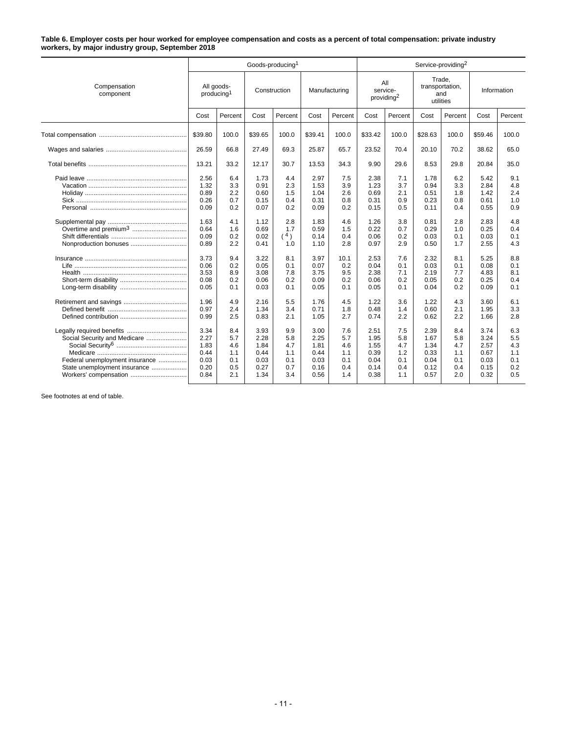**Table 6. Employer costs per hour worked for employee compensation and costs as a percent of total compensation: private industry workers, by major industry group, September 2018**

| Compensation component | Goods-producing[1] | | | | | | Service-providing[2] | | | | | |
|---|---|---|---|---|---|---|---|---|---|---|---|---|
| | All goods-producing[1] | | Construction | | Manufacturing | | All service-providing[2] | | Trade, transportation, and utilities | | Information | |
| | Cost | Percent | Cost | Percent | Cost | Percent | Cost | Percent | Cost | Percent | Cost | Percent |
| Total compensation | $39.80 | 100.0 | $39.65 | 100.0 | $39.41 | 100.0 | $33.42 | 100.0 | $28.63 | 100.0 | $59.46 | 100.0 |
| Wages and salaries | 26.59 | 66.8 | 27.49 | 69.3 | 25.87 | 65.7 | 23.52 | 70.4 | 20.10 | 70.2 | 38.62 | 65.0 |
| Total benefits | 13.21 | 33.2 | 12.17 | 30.7 | 13.53 | 34.3 | 9.90 | 29.6 | 8.53 | 29.8 | 20.84 | 35.0 |
| Paid leave | 2.56 | 6.4 | 1.73 | 4.4 | 2.97 | 7.5 | 2.38 | 7.1 | 1.78 | 6.2 | 5.42 | 9.1 |
| Vacation | 1.32 | 3.3 | 0.91 | 2.3 | 1.53 | 3.9 | 1.23 | 3.7 | 0.94 | 3.3 | 2.84 | 4.8 |
| Holiday | 0.89 | 2.2 | 0.60 | 1.5 | 1.04 | 2.6 | 0.69 | 2.1 | 0.51 | 1.8 | 1.42 | 2.4 |
| Sick | 0.26 | 0.7 | 0.15 | 0.4 | 0.31 | 0.8 | 0.31 | 0.9 | 0.23 | 0.8 | 0.61 | 1.0 |
| Personal | 0.09 | 0.2 | 0.07 | 0.2 | 0.09 | 0.2 | 0.15 | 0.5 | 0.11 | 0.4 | 0.55 | 0.9 |
| Supplemental pay | 1.63 | 4.1 | 1.12 | 2.8 | 1.83 | 4.6 | 1.26 | 3.8 | 0.81 | 2.8 | 2.83 | 4.8 |
| Overtime and premium[3] | 0.64 | 1.6 | 0.69 | 1.7 | 0.59 | 1.5 | 0.22 | 0.7 | 0.29 | 1.0 | 0.25 | 0.4 |
| Shift differentials | 0.09 | 0.2 | 0.02 | ([4]) | 0.14 | 0.4 | 0.06 | 0.2 | 0.03 | 0.1 | 0.03 | 0.1 |
| Nonproduction bonuses | 0.89 | 2.2 | 0.41 | 1.0 | 1.10 | 2.8 | 0.97 | 2.9 | 0.50 | 1.7 | 2.55 | 4.3 |
| Insurance | 3.73 | 9.4 | 3.22 | 8.1 | 3.97 | 10.1 | 2.53 | 7.6 | 2.32 | 8.1 | 5.25 | 8.8 |
| Life | 0.06 | 0.2 | 0.05 | 0.1 | 0.07 | 0.2 | 0.04 | 0.1 | 0.03 | 0.1 | 0.08 | 0.1 |
| Health | 3.53 | 8.9 | 3.08 | 7.8 | 3.75 | 9.5 | 2.38 | 7.1 | 2.19 | 7.7 | 4.83 | 8.1 |
| Short-term disability | 0.08 | 0.2 | 0.06 | 0.2 | 0.09 | 0.2 | 0.06 | 0.2 | 0.05 | 0.2 | 0.25 | 0.4 |
| Long-term disability | 0.05 | 0.1 | 0.03 | 0.1 | 0.05 | 0.1 | 0.05 | 0.1 | 0.04 | 0.2 | 0.09 | 0.1 |
| Retirement and savings | 1.96 | 4.9 | 2.16 | 5.5 | 1.76 | 4.5 | 1.22 | 3.6 | 1.22 | 4.3 | 3.60 | 6.1 |
| Defined benefit | 0.97 | 2.4 | 1.34 | 3.4 | 0.71 | 1.8 | 0.48 | 1.4 | 0.60 | 2.1 | 1.95 | 3.3 |
| Defined contribution | 0.99 | 2.5 | 0.83 | 2.1 | 1.05 | 2.7 | 0.74 | 2.2 | 0.62 | 2.2 | 1.66 | 2.8 |
| Legally required benefits | 3.34 | 8.4 | 3.93 | 9.9 | 3.00 | 7.6 | 2.51 | 7.5 | 2.39 | 8.4 | 3.74 | 6.3 |
| Social Security and Medicare | 2.27 | 5.7 | 2.28 | 5.8 | 2.25 | 5.7 | 1.95 | 5.8 | 1.67 | 5.8 | 3.24 | 5.5 |
| Social Security[6] | 1.83 | 4.6 | 1.84 | 4.7 | 1.81 | 4.6 | 1.55 | 4.7 | 1.34 | 4.7 | 2.57 | 4.3 |
| Medicare | 0.44 | 1.1 | 0.44 | 1.1 | 0.44 | 1.1 | 0.39 | 1.2 | 0.33 | 1.1 | 0.67 | 1.1 |
| Federal unemployment insurance | 0.03 | 0.1 | 0.03 | 0.1 | 0.03 | 0.1 | 0.04 | 0.1 | 0.04 | 0.1 | 0.03 | 0.1 |
| State unemployment insurance | 0.20 | 0.5 | 0.27 | 0.7 | 0.16 | 0.4 | 0.14 | 0.4 | 0.12 | 0.4 | 0.15 | 0.2 |
| Workers' compensation | 0.84 | 2.1 | 1.34 | 3.4 | 0.56 | 1.4 | 0.38 | 1.1 | 0.57 | 2.0 | 0.32 | 0.5 |

See footnotes at end of table.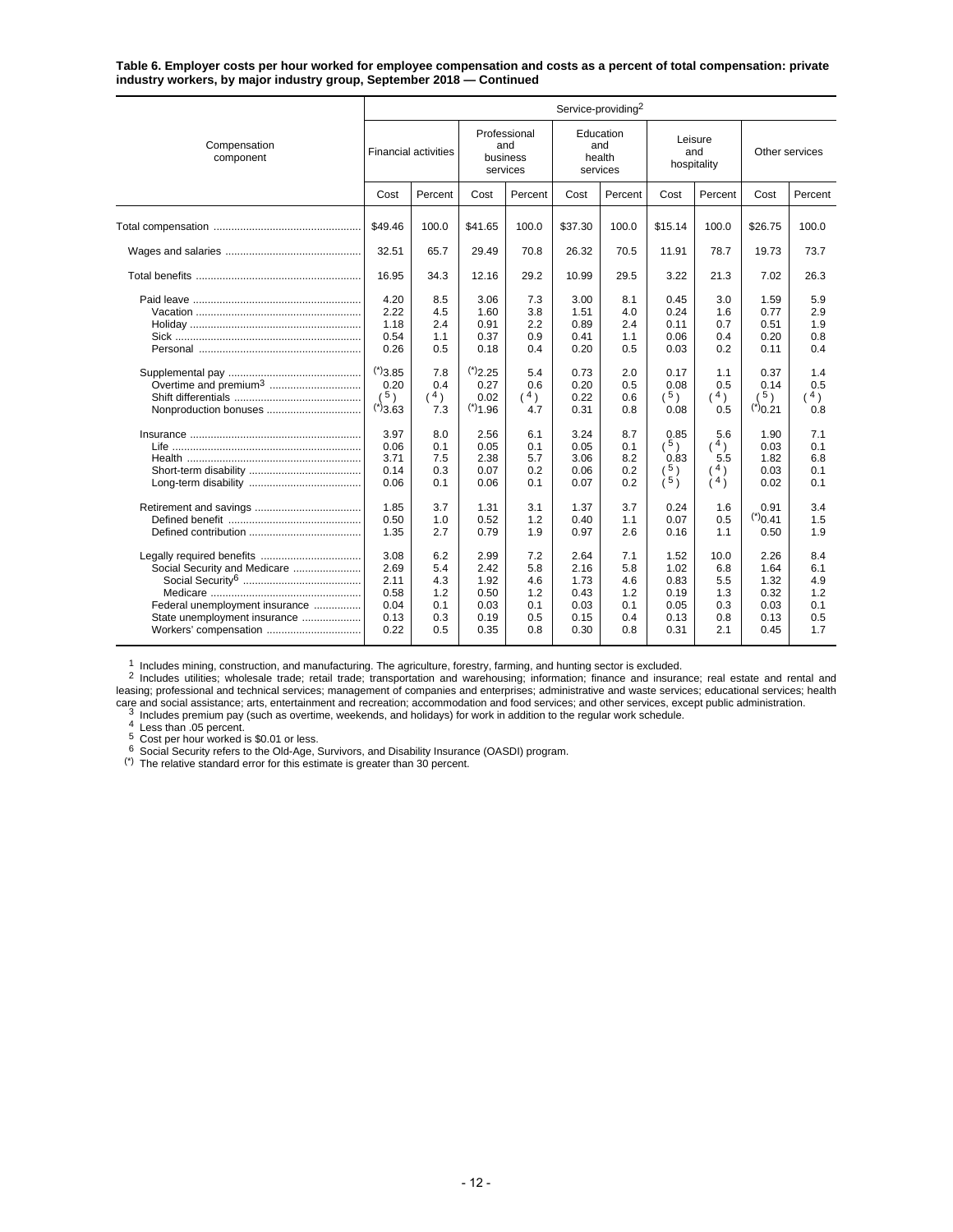**Table 6. Employer costs per hour worked for employee compensation and costs as a percent of total compensation: private industry workers, by major industry group, September 2018 — Continued**

| Compensation component | Service-providing[2] | | | | | | | | | |
|---|---|---|---|---|---|---|---|---|---|---|
| | Financial activities | | Professional and business services | | Education and health services | | Leisure and hospitality | | Other services | |
| | Cost | Percent | Cost | Percent | Cost | Percent | Cost | Percent | Cost | Percent |
| Total compensation | $49.46 | 100.0 | $41.65 | 100.0 | $37.30 | 100.0 | $15.14 | 100.0 | $26.75 | 100.0 |
| Wages and salaries | 32.51 | 65.7 | 29.49 | 70.8 | 26.32 | 70.5 | 11.91 | 78.7 | 19.73 | 73.7 |
| Total benefits | 16.95 | 34.3 | 12.16 | 29.2 | 10.99 | 29.5 | 3.22 | 21.3 | 7.02 | 26.3 |
| Paid leave | 4.20 | 8.5 | 3.06 | 7.3 | 3.00 | 8.1 | 0.45 | 3.0 | 1.59 | 5.9 |
| Vacation | 2.22 | 4.5 | 1.60 | 3.8 | 1.51 | 4.0 | 0.24 | 1.6 | 0.77 | 2.9 |
| Holiday | 1.18 | 2.4 | 0.91 | 2.2 | 0.89 | 2.4 | 0.11 | 0.7 | 0.51 | 1.9 |
| Sick | 0.54 | 1.1 | 0.37 | 0.9 | 0.41 | 1.1 | 0.06 | 0.4 | 0.20 | 0.8 |
| Personal | 0.26 | 0.5 | 0.18 | 0.4 | 0.20 | 0.5 | 0.03 | 0.2 | 0.11 | 0.4 |
| Supplemental pay | (*)3.85 | 7.8 | (*)2.25 | 5.4 | 0.73 | 2.0 | 0.17 | 1.1 | 0.37 | 1.4 |
| Overtime and premium[3] | 0.20 | 0.4 | 0.27 | 0.6 | 0.20 | 0.5 | 0.08 | 0.5 | 0.14 | 0.5 |
| Shift differentials | (5) | (4) | 0.02 | (4) | 0.22 | 0.6 | (5) | (4) | (5) | (4) |
| Nonproduction bonuses | (*)3.63 | 7.3 | (*)1.96 | 4.7 | 0.31 | 0.8 | 0.08 | 0.5 | (*)0.21 | 0.8 |
| Insurance | 3.97 | 8.0 | 2.56 | 6.1 | 3.24 | 8.7 | 0.85 | 5.6 | 1.90 | 7.1 |
| Life | 0.06 | 0.1 | 0.05 | 0.1 | 0.05 | 0.1 | (5) | (4) | 0.03 | 0.1 |
| Health | 3.71 | 7.5 | 2.38 | 5.7 | 3.06 | 8.2 | 0.83 | 5.5 | 1.82 | 6.8 |
| Short-term disability | 0.14 | 0.3 | 0.07 | 0.2 | 0.06 | 0.2 | (5) | (4) | 0.03 | 0.1 |
| Long-term disability | 0.06 | 0.1 | 0.06 | 0.1 | 0.07 | 0.2 | (5) | (4) | 0.02 | 0.1 |
| Retirement and savings | 1.85 | 3.7 | 1.31 | 3.1 | 1.37 | 3.7 | 0.24 | 1.6 | 0.91 | 3.4 |
| Defined benefit | 0.50 | 1.0 | 0.52 | 1.2 | 0.40 | 1.1 | 0.07 | 0.5 | (*)0.41 | 1.5 |
| Defined contribution | 1.35 | 2.7 | 0.79 | 1.9 | 0.97 | 2.6 | 0.16 | 1.1 | 0.50 | 1.9 |
| Legally required benefits | 3.08 | 6.2 | 2.99 | 7.2 | 2.64 | 7.1 | 1.52 | 10.0 | 2.26 | 8.4 |
| Social Security and Medicare | 2.69 | 5.4 | 2.42 | 5.8 | 2.16 | 5.8 | 1.02 | 6.8 | 1.64 | 6.1 |
| Social Security[6] | 2.11 | 4.3 | 1.92 | 4.6 | 1.73 | 4.6 | 0.83 | 5.5 | 1.32 | 4.9 |
| Medicare | 0.58 | 1.2 | 0.50 | 1.2 | 0.43 | 1.2 | 0.19 | 1.3 | 0.32 | 1.2 |
| Federal unemployment insurance | 0.04 | 0.1 | 0.03 | 0.1 | 0.03 | 0.1 | 0.05 | 0.3 | 0.03 | 0.1 |
| State unemployment insurance | 0.13 | 0.3 | 0.19 | 0.5 | 0.15 | 0.4 | 0.13 | 0.8 | 0.13 | 0.5 |
| Workers' compensation | 0.22 | 0.5 | 0.35 | 0.8 | 0.30 | 0.8 | 0.31 | 2.1 | 0.45 | 1.7 |

[1] Includes mining, construction, and manufacturing. The agriculture, forestry, farming, and hunting sector is excluded.
[2] Includes utilities; wholesale trade; retail trade; transportation and warehousing; information; finance and insurance; real estate and rental and leasing; professional and technical services; management of companies and enterprises; administrative and waste services; educational services; health care and social assistance; arts, entertainment and recreation; accommodation and food services; and other services, except public administration.
[3] Includes premium pay (such as overtime, weekends, and holidays) for work in addition to the regular work schedule.
[4] Less than .05 percent.
[5] Cost per hour worked is $0.01 or less.
[6] Social Security refers to the Old-Age, Survivors, and Disability Insurance (OASDI) program.
(*) The relative standard error for this estimate is greater than 30 percent.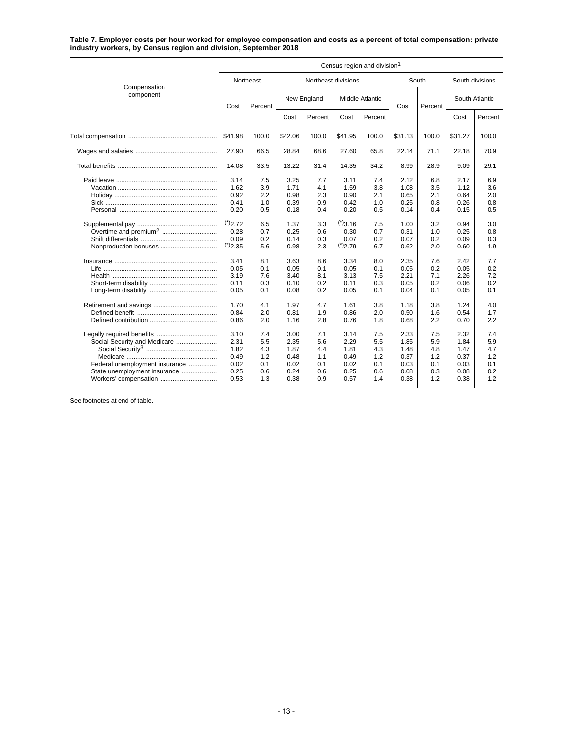**Table 7. Employer costs per hour worked for employee compensation and costs as a percent of total compensation: private industry workers, by Census region and division, September 2018**

| Compensation component | Census region and division[1] | | | | | | | | | |
|---|---|---|---|---|---|---|---|---|---|---|
| | Northeast | | Northeast divisions | | | | South | | South divisions | |
| | Cost | Percent | New England | | Middle Atlantic | | Cost | Percent | South Atlantic | |
| | | | Cost | Percent | Cost | Percent | | | Cost | Percent |
| Total compensation | $41.98 | 100.0 | $42.06 | 100.0 | $41.95 | 100.0 | $31.13 | 100.0 | $31.27 | 100.0 |
| Wages and salaries | 27.90 | 66.5 | 28.84 | 68.6 | 27.60 | 65.8 | 22.14 | 71.1 | 22.18 | 70.9 |
| Total benefits | 14.08 | 33.5 | 13.22 | 31.4 | 14.35 | 34.2 | 8.99 | 28.9 | 9.09 | 29.1 |
| Paid leave | 3.14 | 7.5 | 3.25 | 7.7 | 3.11 | 7.4 | 2.12 | 6.8 | 2.17 | 6.9 |
| Vacation | 1.62 | 3.9 | 1.71 | 4.1 | 1.59 | 3.8 | 1.08 | 3.5 | 1.12 | 3.6 |
| Holiday | 0.92 | 2.2 | 0.98 | 2.3 | 0.90 | 2.1 | 0.65 | 2.1 | 0.64 | 2.0 |
| Sick | 0.41 | 1.0 | 0.39 | 0.9 | 0.42 | 1.0 | 0.25 | 0.8 | 0.26 | 0.8 |
| Personal | 0.20 | 0.5 | 0.18 | 0.4 | 0.20 | 0.5 | 0.14 | 0.4 | 0.15 | 0.5 |
| Supplemental pay | (*)2.72 | 6.5 | 1.37 | 3.3 | (*)3.16 | 7.5 | 1.00 | 3.2 | 0.94 | 3.0 |
| Overtime and premium[2] | 0.28 | 0.7 | 0.25 | 0.6 | 0.30 | 0.7 | 0.31 | 1.0 | 0.25 | 0.8 |
| Shift differentials | 0.09 | 0.2 | 0.14 | 0.3 | 0.07 | 0.2 | 0.07 | 0.2 | 0.09 | 0.3 |
| Nonproduction bonuses | (*)2.35 | 5.6 | 0.98 | 2.3 | (*)2.79 | 6.7 | 0.62 | 2.0 | 0.60 | 1.9 |
| Insurance | 3.41 | 8.1 | 3.63 | 8.6 | 3.34 | 8.0 | 2.35 | 7.6 | 2.42 | 7.7 |
| Life | 0.05 | 0.1 | 0.05 | 0.1 | 0.05 | 0.1 | 0.05 | 0.2 | 0.05 | 0.2 |
| Health | 3.19 | 7.6 | 3.40 | 8.1 | 3.13 | 7.5 | 2.21 | 7.1 | 2.26 | 7.2 |
| Short-term disability | 0.11 | 0.3 | 0.10 | 0.2 | 0.11 | 0.3 | 0.05 | 0.2 | 0.06 | 0.2 |
| Long-term disability | 0.05 | 0.1 | 0.08 | 0.2 | 0.05 | 0.1 | 0.04 | 0.1 | 0.05 | 0.1 |
| Retirement and savings | 1.70 | 4.1 | 1.97 | 4.7 | 1.61 | 3.8 | 1.18 | 3.8 | 1.24 | 4.0 |
| Defined benefit | 0.84 | 2.0 | 0.81 | 1.9 | 0.86 | 2.0 | 0.50 | 1.6 | 0.54 | 1.7 |
| Defined contribution | 0.86 | 2.0 | 1.16 | 2.8 | 0.76 | 1.8 | 0.68 | 2.2 | 0.70 | 2.2 |
| Legally required benefits | 3.10 | 7.4 | 3.00 | 7.1 | 3.14 | 7.5 | 2.33 | 7.5 | 2.32 | 7.4 |
| Social Security and Medicare | 2.31 | 5.5 | 2.35 | 5.6 | 2.29 | 5.5 | 1.85 | 5.9 | 1.84 | 5.9 |
| Social Security[3] | 1.82 | 4.3 | 1.87 | 4.4 | 1.81 | 4.3 | 1.48 | 4.8 | 1.47 | 4.7 |
| Medicare | 0.49 | 1.2 | 0.48 | 1.1 | 0.49 | 1.2 | 0.37 | 1.2 | 0.37 | 1.2 |
| Federal unemployment insurance | 0.02 | 0.1 | 0.02 | 0.1 | 0.02 | 0.1 | 0.03 | 0.1 | 0.03 | 0.1 |
| State unemployment insurance | 0.25 | 0.6 | 0.24 | 0.6 | 0.25 | 0.6 | 0.08 | 0.3 | 0.08 | 0.2 |
| Workers' compensation | 0.53 | 1.3 | 0.38 | 0.9 | 0.57 | 1.4 | 0.38 | 1.2 | 0.38 | 1.2 |

See footnotes at end of table.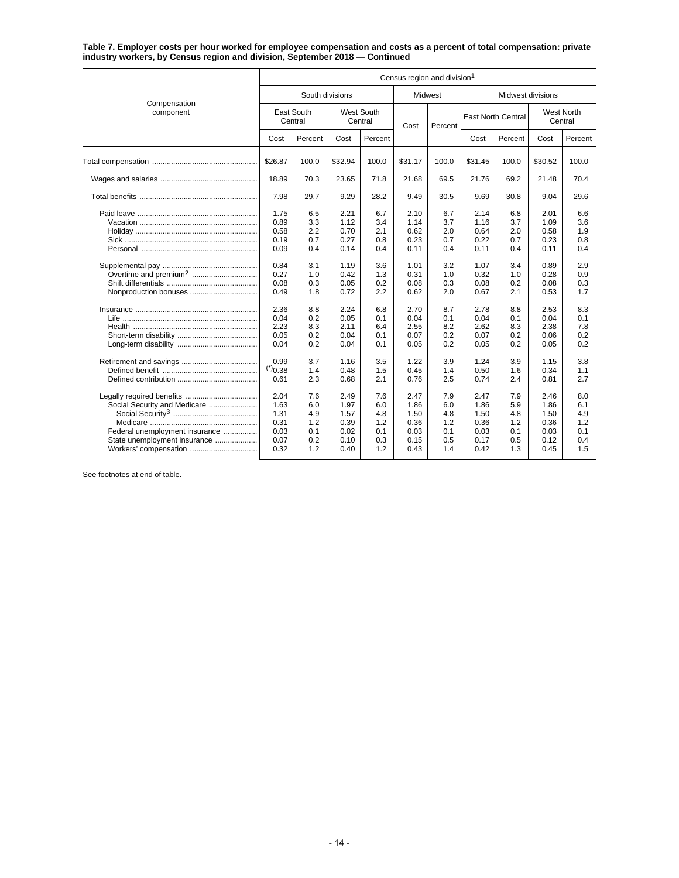**Table 7. Employer costs per hour worked for employee compensation and costs as a percent of total compensation: private industry workers, by Census region and division, September 2018 — Continued**

| Compensation component | Census region and division[1] | | | | | | | | | |
|---|---|---|---|---|---|---|---|---|---|---|
| | South divisions | | | | Midwest | | Midwest divisions | | | |
| | East South Central | | West South Central | | Cost | Percent | East North Central | | West North Central | |
| | Cost | Percent | Cost | Percent | | | Cost | Percent | Cost | Percent |
| Total compensation | $26.87 | 100.0 | $32.94 | 100.0 | $31.17 | 100.0 | $31.45 | 100.0 | $30.52 | 100.0 |
| Wages and salaries | 18.89 | 70.3 | 23.65 | 71.8 | 21.68 | 69.5 | 21.76 | 69.2 | 21.48 | 70.4 |
| Total benefits | 7.98 | 29.7 | 9.29 | 28.2 | 9.49 | 30.5 | 9.69 | 30.8 | 9.04 | 29.6 |
| Paid leave | 1.75 | 6.5 | 2.21 | 6.7 | 2.10 | 6.7 | 2.14 | 6.8 | 2.01 | 6.6 |
| Vacation | 0.89 | 3.3 | 1.12 | 3.4 | 1.14 | 3.7 | 1.16 | 3.7 | 1.09 | 3.6 |
| Holiday | 0.58 | 2.2 | 0.70 | 2.1 | 0.62 | 2.0 | 0.64 | 2.0 | 0.58 | 1.9 |
| Sick | 0.19 | 0.7 | 0.27 | 0.8 | 0.23 | 0.7 | 0.22 | 0.7 | 0.23 | 0.8 |
| Personal | 0.09 | 0.4 | 0.14 | 0.4 | 0.11 | 0.4 | 0.11 | 0.4 | 0.11 | 0.4 |
| Supplemental pay | 0.84 | 3.1 | 1.19 | 3.6 | 1.01 | 3.2 | 1.07 | 3.4 | 0.89 | 2.9 |
| Overtime and premium[2] | 0.27 | 1.0 | 0.42 | 1.3 | 0.31 | 1.0 | 0.32 | 1.0 | 0.28 | 0.9 |
| Shift differentials | 0.08 | 0.3 | 0.05 | 0.2 | 0.08 | 0.3 | 0.08 | 0.2 | 0.08 | 0.3 |
| Nonproduction bonuses | 0.49 | 1.8 | 0.72 | 2.2 | 0.62 | 2.0 | 0.67 | 2.1 | 0.53 | 1.7 |
| Insurance | 2.36 | 8.8 | 2.24 | 6.8 | 2.70 | 8.7 | 2.78 | 8.8 | 2.53 | 8.3 |
| Life | 0.04 | 0.2 | 0.05 | 0.1 | 0.04 | 0.1 | 0.04 | 0.1 | 0.04 | 0.1 |
| Health | 2.23 | 8.3 | 2.11 | 6.4 | 2.55 | 8.2 | 2.62 | 8.3 | 2.38 | 7.8 |
| Short-term disability | 0.05 | 0.2 | 0.04 | 0.1 | 0.07 | 0.2 | 0.07 | 0.2 | 0.06 | 0.2 |
| Long-term disability | 0.04 | 0.2 | 0.04 | 0.1 | 0.05 | 0.2 | 0.05 | 0.2 | 0.05 | 0.2 |
| Retirement and savings | 0.99 | 3.7 | 1.16 | 3.5 | 1.22 | 3.9 | 1.24 | 3.9 | 1.15 | 3.8 |
| Defined benefit | (*)0.38 | 1.4 | 0.48 | 1.5 | 0.45 | 1.4 | 0.50 | 1.6 | 0.34 | 1.1 |
| Defined contribution | 0.61 | 2.3 | 0.68 | 2.1 | 0.76 | 2.5 | 0.74 | 2.4 | 0.81 | 2.7 |
| Legally required benefits | 2.04 | 7.6 | 2.49 | 7.6 | 2.47 | 7.9 | 2.47 | 7.9 | 2.46 | 8.0 |
| Social Security and Medicare | 1.63 | 6.0 | 1.97 | 6.0 | 1.86 | 6.0 | 1.86 | 5.9 | 1.86 | 6.1 |
| Social Security[3] | 1.31 | 4.9 | 1.57 | 4.8 | 1.50 | 4.8 | 1.50 | 4.8 | 1.50 | 4.9 |
| Medicare | 0.31 | 1.2 | 0.39 | 1.2 | 0.36 | 1.2 | 0.36 | 1.2 | 0.36 | 1.2 |
| Federal unemployment insurance | 0.03 | 0.1 | 0.02 | 0.1 | 0.03 | 0.1 | 0.03 | 0.1 | 0.03 | 0.1 |
| State unemployment insurance | 0.07 | 0.2 | 0.10 | 0.3 | 0.15 | 0.5 | 0.17 | 0.5 | 0.12 | 0.4 |
| Workers' compensation | 0.32 | 1.2 | 0.40 | 1.2 | 0.43 | 1.4 | 0.42 | 1.3 | 0.45 | 1.5 |

See footnotes at end of table.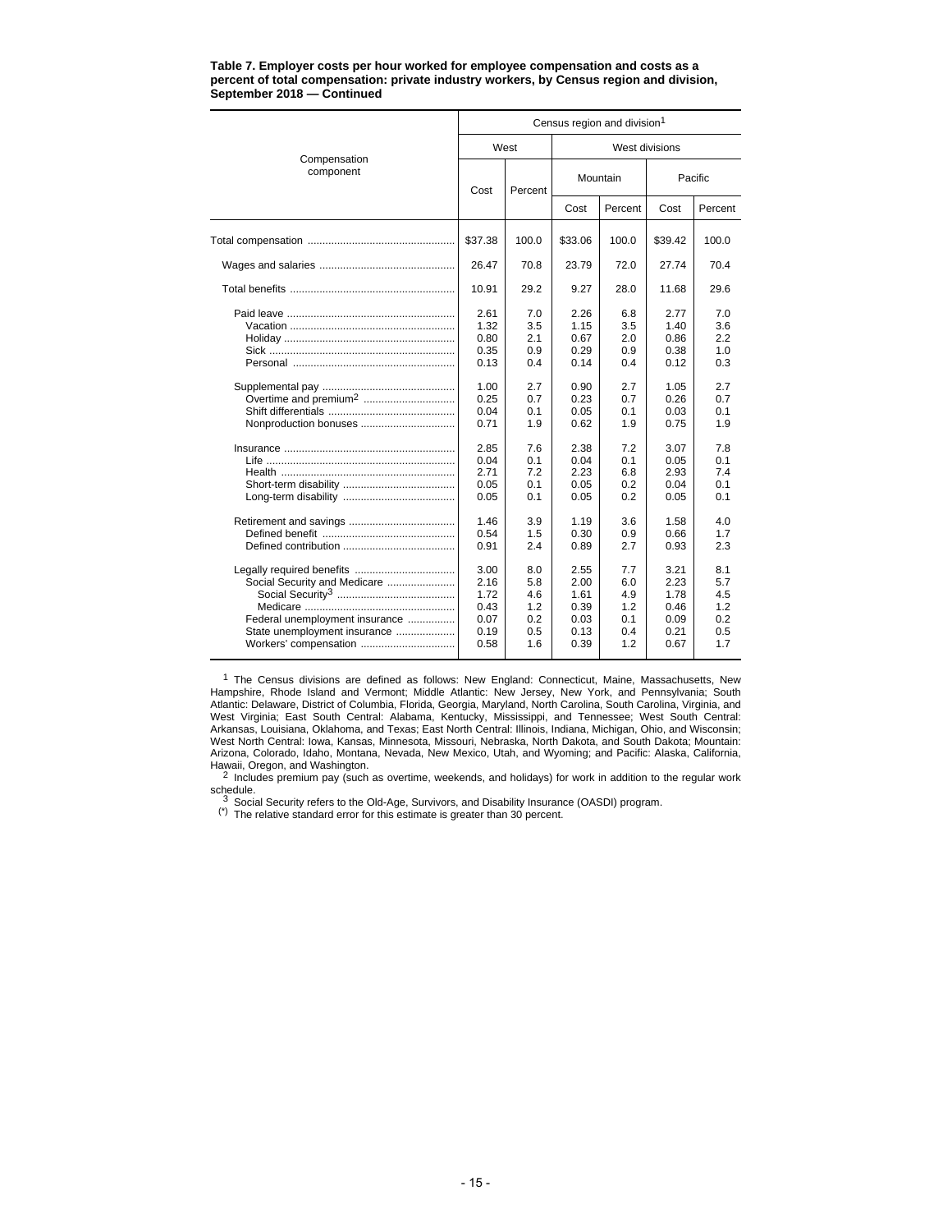**Table 7. Employer costs per hour worked for employee compensation and costs as a percent of total compensation: private industry workers, by Census region and division, September 2018 — Continued**

| Compensation component | Census region and division[1] | | | | | |
|---|---|---|---|---|---|---|
| | West | | West divisions | | | |
| | | | Mountain | | Pacific | |
| | Cost | Percent | Cost | Percent | Cost | Percent |
| Total compensation | $37.38 | 100.0 | $33.06 | 100.0 | $39.42 | 100.0 |
| Wages and salaries | 26.47 | 70.8 | 23.79 | 72.0 | 27.74 | 70.4 |
| Total benefits | 10.91 | 29.2 | 9.27 | 28.0 | 11.68 | 29.6 |
| Paid leave | 2.61 | 7.0 | 2.26 | 6.8 | 2.77 | 7.0 |
| Vacation | 1.32 | 3.5 | 1.15 | 3.5 | 1.40 | 3.6 |
| Holiday | 0.80 | 2.1 | 0.67 | 2.0 | 0.86 | 2.2 |
| Sick | 0.35 | 0.9 | 0.29 | 0.9 | 0.38 | 1.0 |
| Personal | 0.13 | 0.4 | 0.14 | 0.4 | 0.12 | 0.3 |
| Supplemental pay | 1.00 | 2.7 | 0.90 | 2.7 | 1.05 | 2.7 |
| Overtime and premium[2] | 0.25 | 0.7 | 0.23 | 0.7 | 0.26 | 0.7 |
| Shift differentials | 0.04 | 0.1 | 0.05 | 0.1 | 0.03 | 0.1 |
| Nonproduction bonuses | 0.71 | 1.9 | 0.62 | 1.9 | 0.75 | 1.9 |
| Insurance | 2.85 | 7.6 | 2.38 | 7.2 | 3.07 | 7.8 |
| Life | 0.04 | 0.1 | 0.04 | 0.1 | 0.05 | 0.1 |
| Health | 2.71 | 7.2 | 2.23 | 6.8 | 2.93 | 7.4 |
| Short-term disability | 0.05 | 0.1 | 0.05 | 0.2 | 0.04 | 0.1 |
| Long-term disability | 0.05 | 0.1 | 0.05 | 0.2 | 0.05 | 0.1 |
| Retirement and savings | 1.46 | 3.9 | 1.19 | 3.6 | 1.58 | 4.0 |
| Defined benefit | 0.54 | 1.5 | 0.30 | 0.9 | 0.66 | 1.7 |
| Defined contribution | 0.91 | 2.4 | 0.89 | 2.7 | 0.93 | 2.3 |
| Legally required benefits | 3.00 | 8.0 | 2.55 | 7.7 | 3.21 | 8.1 |
| Social Security and Medicare | 2.16 | 5.8 | 2.00 | 6.0 | 2.23 | 5.7 |
| Social Security[3] | 1.72 | 4.6 | 1.61 | 4.9 | 1.78 | 4.5 |
| Medicare | 0.43 | 1.2 | 0.39 | 1.2 | 0.46 | 1.2 |
| Federal unemployment insurance | 0.07 | 0.2 | 0.03 | 0.1 | 0.09 | 0.2 |
| State unemployment insurance | 0.19 | 0.5 | 0.13 | 0.4 | 0.21 | 0.5 |
| Workers' compensation | 0.58 | 1.6 | 0.39 | 1.2 | 0.67 | 1.7 |

[1] The Census divisions are defined as follows: New England: Connecticut, Maine, Massachusetts, New Hampshire, Rhode Island and Vermont; Middle Atlantic: New Jersey, New York, and Pennsylvania; South Atlantic: Delaware, District of Columbia, Florida, Georgia, Maryland, North Carolina, South Carolina, Virginia, and West Virginia; East South Central: Alabama, Kentucky, Mississippi, and Tennessee; West South Central: Arkansas, Louisiana, Oklahoma, and Texas; East North Central: Illinois, Indiana, Michigan, Ohio, and Wisconsin; West North Central: Iowa, Kansas, Minnesota, Missouri, Nebraska, North Dakota, and South Dakota; Mountain: Arizona, Colorado, Idaho, Montana, Nevada, New Mexico, Utah, and Wyoming; and Pacific: Alaska, California, Hawaii, Oregon, and Washington.

[2] Includes premium pay (such as overtime, weekends, and holidays) for work in addition to the regular work schedule.

[3] Social Security refers to the Old-Age, Survivors, and Disability Insurance (OASDI) program.

(*) The relative standard error for this estimate is greater than 30 percent.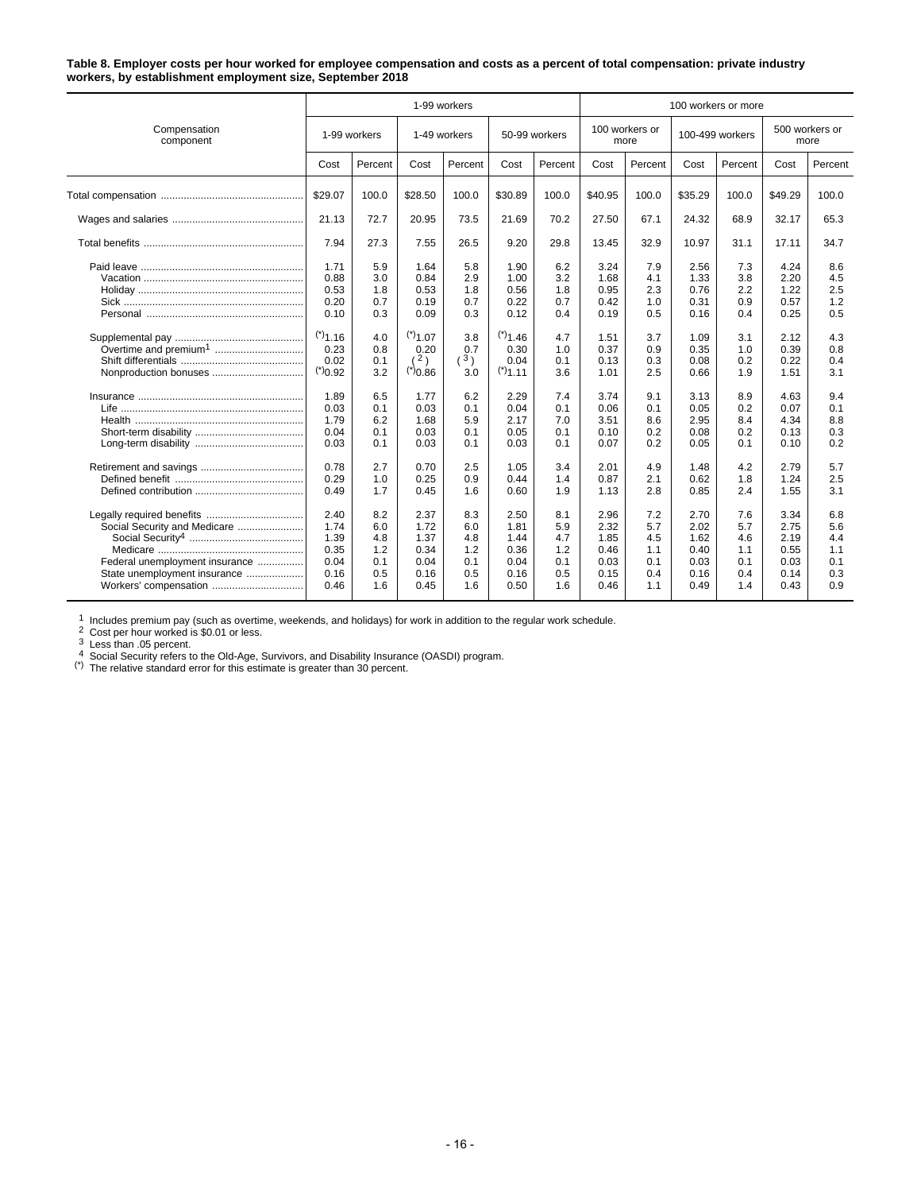**Table 8. Employer costs per hour worked for employee compensation and costs as a percent of total compensation: private industry workers, by establishment employment size, September 2018**

| Compensation component | 1-99 workers | | | | | | 100 workers or more | | | | | |
|---|---|---|---|---|---|---|---|---|---|---|---|---|
| | 1-99 workers | | 1-49 workers | | 50-99 workers | | 100 workers or more | | 100-499 workers | | 500 workers or more | |
| | Cost | Percent | Cost | Percent | Cost | Percent | Cost | Percent | Cost | Percent | Cost | Percent |
| Total compensation | $29.07 | 100.0 | $28.50 | 100.0 | $30.89 | 100.0 | $40.95 | 100.0 | $35.29 | 100.0 | $49.29 | 100.0 |
| Wages and salaries | 21.13 | 72.7 | 20.95 | 73.5 | 21.69 | 70.2 | 27.50 | 67.1 | 24.32 | 68.9 | 32.17 | 65.3 |
| Total benefits | 7.94 | 27.3 | 7.55 | 26.5 | 9.20 | 29.8 | 13.45 | 32.9 | 10.97 | 31.1 | 17.11 | 34.7 |
| Paid leave | 1.71 | 5.9 | 1.64 | 5.8 | 1.90 | 6.2 | 3.24 | 7.9 | 2.56 | 7.3 | 4.24 | 8.6 |
| Vacation | 0.88 | 3.0 | 0.84 | 2.9 | 1.00 | 3.2 | 1.68 | 4.1 | 1.33 | 3.8 | 2.20 | 4.5 |
| Holiday | 0.53 | 1.8 | 0.53 | 1.8 | 0.56 | 1.8 | 0.95 | 2.3 | 0.76 | 2.2 | 1.22 | 2.5 |
| Sick | 0.20 | 0.7 | 0.19 | 0.7 | 0.22 | 0.7 | 0.42 | 1.0 | 0.31 | 0.9 | 0.57 | 1.2 |
| Personal | 0.10 | 0.3 | 0.09 | 0.3 | 0.12 | 0.4 | 0.19 | 0.5 | 0.16 | 0.4 | 0.25 | 0.5 |
| Supplemental pay | (*)1.16 | 4.0 | (*)1.07 | 3.8 | (*)1.46 | 4.7 | 1.51 | 3.7 | 1.09 | 3.1 | 2.12 | 4.3 |
| Overtime and premium[1] | 0.23 | 0.8 | 0.20 | 0.7 | 0.30 | 1.0 | 0.37 | 0.9 | 0.35 | 1.0 | 0.39 | 0.8 |
| Shift differentials | 0.02 | 0.1 | (2) | (3) | 0.04 | 0.1 | 0.13 | 0.3 | 0.08 | 0.2 | 0.22 | 0.4 |
| Nonproduction bonuses | (*)0.92 | 3.2 | (*)0.86 | 3.0 | (*)1.11 | 3.6 | 1.01 | 2.5 | 0.66 | 1.9 | 1.51 | 3.1 |
| Insurance | 1.89 | 6.5 | 1.77 | 6.2 | 2.29 | 7.4 | 3.74 | 9.1 | 3.13 | 8.9 | 4.63 | 9.4 |
| Life | 0.03 | 0.1 | 0.03 | 0.1 | 0.04 | 0.1 | 0.06 | 0.1 | 0.05 | 0.2 | 0.07 | 0.1 |
| Health | 1.79 | 6.2 | 1.68 | 5.9 | 2.17 | 7.0 | 3.51 | 8.6 | 2.95 | 8.4 | 4.34 | 8.8 |
| Short-term disability | 0.04 | 0.1 | 0.03 | 0.1 | 0.05 | 0.1 | 0.10 | 0.2 | 0.08 | 0.2 | 0.13 | 0.3 |
| Long-term disability | 0.03 | 0.1 | 0.03 | 0.1 | 0.03 | 0.1 | 0.07 | 0.2 | 0.05 | 0.1 | 0.10 | 0.2 |
| Retirement and savings | 0.78 | 2.7 | 0.70 | 2.5 | 1.05 | 3.4 | 2.01 | 4.9 | 1.48 | 4.2 | 2.79 | 5.7 |
| Defined benefit | 0.29 | 1.0 | 0.25 | 0.9 | 0.44 | 1.4 | 0.87 | 2.1 | 0.62 | 1.8 | 1.24 | 2.5 |
| Defined contribution | 0.49 | 1.7 | 0.45 | 1.6 | 0.60 | 1.9 | 1.13 | 2.8 | 0.85 | 2.4 | 1.55 | 3.1 |
| Legally required benefits | 2.40 | 8.2 | 2.37 | 8.3 | 2.50 | 8.1 | 2.96 | 7.2 | 2.70 | 7.6 | 3.34 | 6.8 |
| Social Security and Medicare | 1.74 | 6.0 | 1.72 | 6.0 | 1.81 | 5.9 | 2.32 | 5.7 | 2.02 | 5.7 | 2.75 | 5.6 |
| Social Security[4] | 1.39 | 4.8 | 1.37 | 4.8 | 1.44 | 4.7 | 1.85 | 4.5 | 1.62 | 4.6 | 2.19 | 4.4 |
| Medicare | 0.35 | 1.2 | 0.34 | 1.2 | 0.36 | 1.2 | 0.46 | 1.1 | 0.40 | 1.1 | 0.55 | 1.1 |
| Federal unemployment insurance | 0.04 | 0.1 | 0.04 | 0.1 | 0.04 | 0.1 | 0.03 | 0.1 | 0.03 | 0.1 | 0.03 | 0.1 |
| State unemployment insurance | 0.16 | 0.5 | 0.16 | 0.5 | 0.16 | 0.5 | 0.15 | 0.4 | 0.16 | 0.4 | 0.14 | 0.3 |
| Workers' compensation | 0.46 | 1.6 | 0.45 | 1.6 | 0.50 | 1.6 | 0.46 | 1.1 | 0.49 | 1.4 | 0.43 | 0.9 |

[1] Includes premium pay (such as overtime, weekends, and holidays) for work in addition to the regular work schedule.
[2] Cost per hour worked is $0.01 or less.
[3] Less than .05 percent.
[4] Social Security refers to the Old-Age, Survivors, and Disability Insurance (OASDI) program.
(*) The relative standard error for this estimate is greater than 30 percent.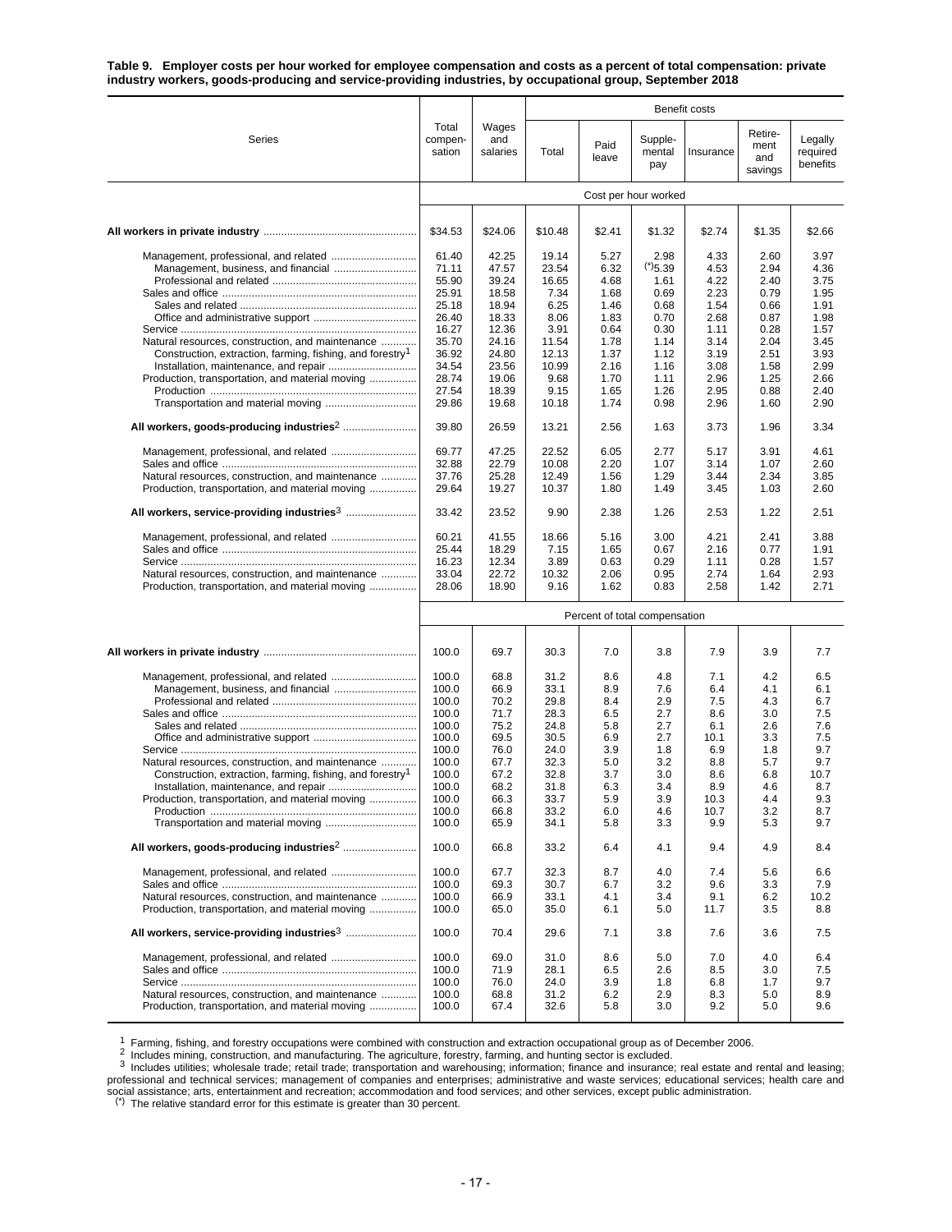**Table 9. Employer costs per hour worked for employee compensation and costs as a percent of total compensation: private industry workers, goods-producing and service-providing industries, by occupational group, September 2018**

| Series | Total compen- sation | Wages and salaries | Benefit costs | | | | | |
|---|---|---|---|---|---|---|---|---|
| | | | Total | Paid leave | Supple- mental pay | Insurance | Retire- ment and savings | Legally required benefits |
| | Cost per hour worked | | | | | | | |
| **All workers in private industry** | $34.53 | $24.06 | $10.48 | $2.41 | $1.32 | $2.74 | $1.35 | $2.66 |
| Management, professional, and related | 61.40 | 42.25 | 19.14 | 5.27 | 2.98 | 4.33 | 2.60 | 3.97 |
| Management, business, and financial | 71.11 | 47.57 | 23.54 | 6.32 | (*)5.39 | 4.53 | 2.94 | 4.36 |
| Professional and related | 55.90 | 39.24 | 16.65 | 4.68 | 1.61 | 4.22 | 2.40 | 3.75 |
| Sales and office | 25.91 | 18.58 | 7.34 | 1.68 | 0.69 | 2.23 | 0.79 | 1.95 |
| Sales and related | 25.18 | 18.94 | 6.25 | 1.46 | 0.68 | 1.54 | 0.66 | 1.91 |
| Office and administrative support | 26.40 | 18.33 | 8.06 | 1.83 | 0.70 | 2.68 | 0.87 | 1.98 |
| Service | 16.27 | 12.36 | 3.91 | 0.64 | 0.30 | 1.11 | 0.28 | 1.57 |
| Natural resources, construction, and maintenance | 35.70 | 24.16 | 11.54 | 1.78 | 1.14 | 3.14 | 2.04 | 3.45 |
| Construction, extraction, farming, fishing, and forestry[1] | 36.92 | 24.80 | 12.13 | 1.37 | 1.12 | 3.19 | 2.51 | 3.93 |
| Installation, maintenance, and repair | 34.54 | 23.56 | 10.99 | 2.16 | 1.16 | 3.08 | 1.58 | 2.99 |
| Production, transportation, and material moving | 28.74 | 19.06 | 9.68 | 1.70 | 1.11 | 2.96 | 1.25 | 2.66 |
| Production | 27.54 | 18.39 | 9.15 | 1.65 | 1.26 | 2.95 | 0.88 | 2.40 |
| Transportation and material moving | 29.86 | 19.68 | 10.18 | 1.74 | 0.98 | 2.96 | 1.60 | 2.90 |
| **All workers, goods-producing industries[2]** | 39.80 | 26.59 | 13.21 | 2.56 | 1.63 | 3.73 | 1.96 | 3.34 |
| Management, professional, and related | 69.77 | 47.25 | 22.52 | 6.05 | 2.77 | 5.17 | 3.91 | 4.61 |
| Sales and office | 32.88 | 22.79 | 10.08 | 2.20 | 1.07 | 3.14 | 1.07 | 2.60 |
| Natural resources, construction, and maintenance | 37.76 | 25.28 | 12.49 | 1.56 | 1.29 | 3.44 | 2.34 | 3.85 |
| Production, transportation, and material moving | 29.64 | 19.27 | 10.37 | 1.80 | 1.49 | 3.45 | 1.03 | 2.60 |
| **All workers, service-providing industries[3]** | 33.42 | 23.52 | 9.90 | 2.38 | 1.26 | 2.53 | 1.22 | 2.51 |
| Management, professional, and related | 60.21 | 41.55 | 18.66 | 5.16 | 3.00 | 4.21 | 2.41 | 3.88 |
| Sales and office | 25.44 | 18.29 | 7.15 | 1.65 | 0.67 | 2.16 | 0.77 | 1.91 |
| Service | 16.23 | 12.34 | 3.89 | 0.63 | 0.29 | 1.11 | 0.28 | 1.57 |
| Natural resources, construction, and maintenance | 33.04 | 22.72 | 10.32 | 2.06 | 0.95 | 2.74 | 1.64 | 2.93 |
| Production, transportation, and material moving | 28.06 | 18.90 | 9.16 | 1.62 | 0.83 | 2.58 | 1.42 | 2.71 |
| | Percent of total compensation | | | | | | | |
| **All workers in private industry** | 100.0 | 69.7 | 30.3 | 7.0 | 3.8 | 7.9 | 3.9 | 7.7 |
| Management, professional, and related | 100.0 | 68.8 | 31.2 | 8.6 | 4.8 | 7.1 | 4.2 | 6.5 |
| Management, business, and financial | 100.0 | 66.9 | 33.1 | 8.9 | 7.6 | 6.4 | 4.1 | 6.1 |
| Professional and related | 100.0 | 70.2 | 29.8 | 8.4 | 2.9 | 7.5 | 4.3 | 6.7 |
| Sales and office | 100.0 | 71.7 | 28.3 | 6.5 | 2.7 | 8.6 | 3.0 | 7.5 |
| Sales and related | 100.0 | 75.2 | 24.8 | 5.8 | 2.7 | 6.1 | 2.6 | 7.6 |
| Office and administrative support | 100.0 | 69.5 | 30.5 | 6.9 | 2.7 | 10.1 | 3.3 | 7.5 |
| Service | 100.0 | 76.0 | 24.0 | 3.9 | 1.8 | 6.9 | 1.8 | 9.7 |
| Natural resources, construction, and maintenance | 100.0 | 67.7 | 32.3 | 5.0 | 3.2 | 8.8 | 5.7 | 9.7 |
| Construction, extraction, farming, fishing, and forestry[1] | 100.0 | 67.2 | 32.8 | 3.7 | 3.0 | 8.6 | 6.8 | 10.7 |
| Installation, maintenance, and repair | 100.0 | 68.2 | 31.8 | 6.3 | 3.4 | 8.9 | 4.6 | 8.7 |
| Production, transportation, and material moving | 100.0 | 66.3 | 33.7 | 5.9 | 3.9 | 10.3 | 4.4 | 9.3 |
| Production | 100.0 | 66.8 | 33.2 | 6.0 | 4.6 | 10.7 | 3.2 | 8.7 |
| Transportation and material moving | 100.0 | 65.9 | 34.1 | 5.8 | 3.3 | 9.9 | 5.3 | 9.7 |
| **All workers, goods-producing industries[2]** | 100.0 | 66.8 | 33.2 | 6.4 | 4.1 | 9.4 | 4.9 | 8.4 |
| Management, professional, and related | 100.0 | 67.7 | 32.3 | 8.7 | 4.0 | 7.4 | 5.6 | 6.6 |
| Sales and office | 100.0 | 69.3 | 30.7 | 6.7 | 3.2 | 9.6 | 3.3 | 7.9 |
| Natural resources, construction, and maintenance | 100.0 | 66.9 | 33.1 | 4.1 | 3.4 | 9.1 | 6.2 | 10.2 |
| Production, transportation, and material moving | 100.0 | 65.0 | 35.0 | 6.1 | 5.0 | 11.7 | 3.5 | 8.8 |
| **All workers, service-providing industries[3]** | 100.0 | 70.4 | 29.6 | 7.1 | 3.8 | 7.6 | 3.6 | 7.5 |
| Management, professional, and related | 100.0 | 69.0 | 31.0 | 8.6 | 5.0 | 7.0 | 4.0 | 6.4 |
| Sales and office | 100.0 | 71.9 | 28.1 | 6.5 | 2.6 | 8.5 | 3.0 | 7.5 |
| Service | 100.0 | 76.0 | 24.0 | 3.9 | 1.8 | 6.8 | 1.7 | 9.7 |
| Natural resources, construction, and maintenance | 100.0 | 68.8 | 31.2 | 6.2 | 2.9 | 8.3 | 5.0 | 8.9 |
| Production, transportation, and material moving | 100.0 | 67.4 | 32.6 | 5.8 | 3.0 | 9.2 | 5.0 | 9.6 |

[1] Farming, fishing, and forestry occupations were combined with construction and extraction occupational group as of December 2006.

[2] Includes mining, construction, and manufacturing. The agriculture, forestry, farming, and hunting sector is excluded.

[3] Includes utilities; wholesale trade; retail trade; transportation and warehousing; information; finance and insurance; real estate and rental and leasing; professional and technical services; management of companies and enterprises; administrative and waste services; educational services; health care and social assistance; arts, entertainment and recreation; accommodation and food services; and other services, except public administration.

(*) The relative standard error for this estimate is greater than 30 percent.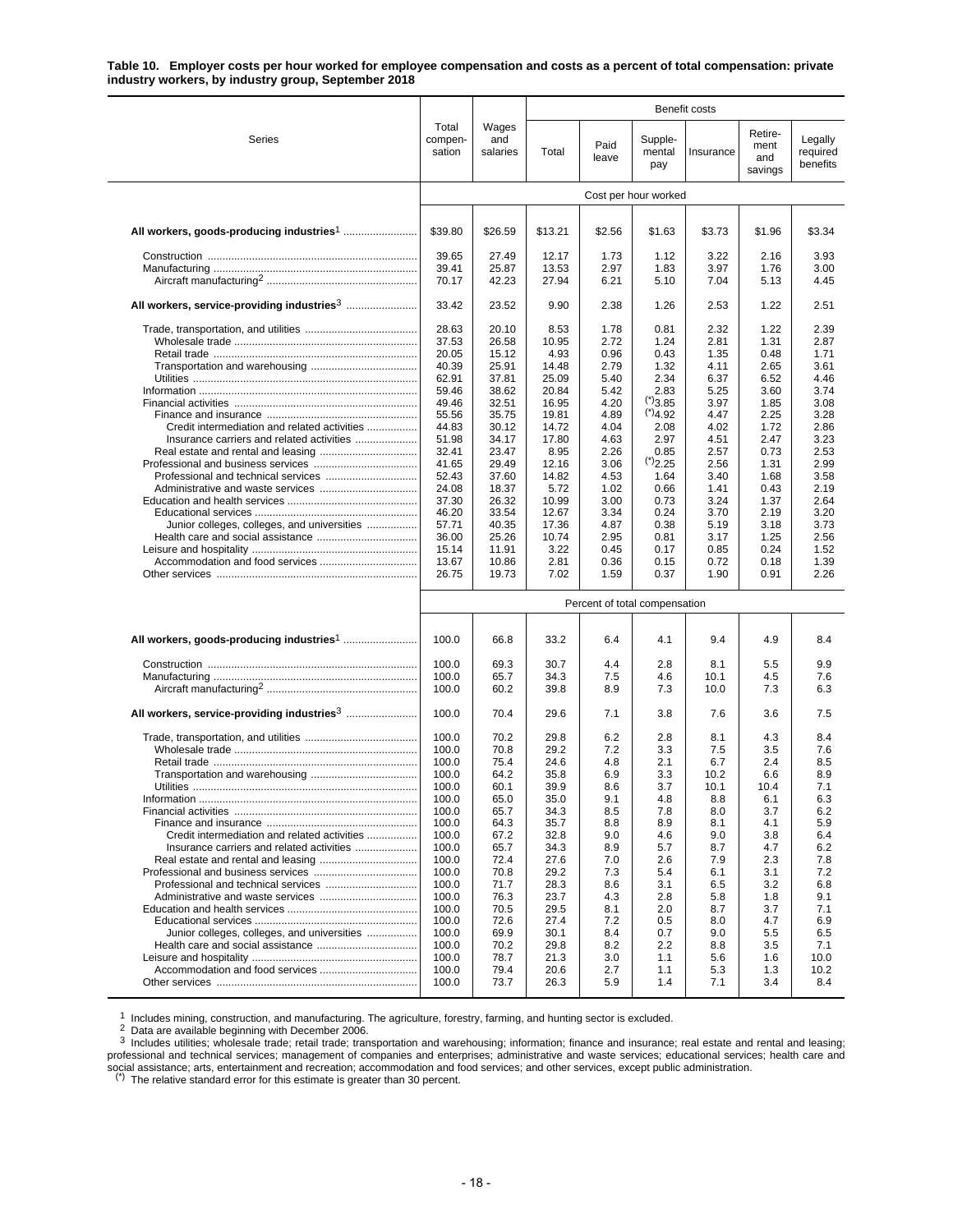**Table 10. Employer costs per hour worked for employee compensation and costs as a percent of total compensation: private industry workers, by industry group, September 2018**

| Series | Total compensation | Wages and salaries | Benefit costs: Total | Paid leave | Supplemental pay | Insurance | Retirement and savings | Legally required benefits |
|---|---|---|---|---|---|---|---|---|
| | **Cost per hour worked** | | | | | | | |
| **All workers, goods-producing industries**[1] | $39.80 | $26.59 | $13.21 | $2.56 | $1.63 | $3.73 | $1.96 | $3.34 |
| Construction | 39.65 | 27.49 | 12.17 | 1.73 | 1.12 | 3.22 | 2.16 | 3.93 |
| Manufacturing | 39.41 | 25.87 | 13.53 | 2.97 | 1.83 | 3.97 | 1.76 | 3.00 |
| Aircraft manufacturing[2] | 70.17 | 42.23 | 27.94 | 6.21 | 5.10 | 7.04 | 5.13 | 4.45 |
| **All workers, service-providing industries**[3] | 33.42 | 23.52 | 9.90 | 2.38 | 1.26 | 2.53 | 1.22 | 2.51 |
| Trade, transportation, and utilities | 28.63 | 20.10 | 8.53 | 1.78 | 0.81 | 2.32 | 1.22 | 2.39 |
| Wholesale trade | 37.53 | 26.58 | 10.95 | 2.72 | 1.24 | 2.81 | 1.31 | 2.87 |
| Retail trade | 20.05 | 15.12 | 4.93 | 0.96 | 0.43 | 1.35 | 0.48 | 1.71 |
| Transportation and warehousing | 40.39 | 25.91 | 14.48 | 2.79 | 1.32 | 4.11 | 2.65 | 3.61 |
| Utilities | 62.91 | 37.81 | 25.09 | 5.40 | 2.34 | 6.37 | 6.52 | 4.46 |
| Information | 59.46 | 38.62 | 20.84 | 5.42 | 2.83 | 5.25 | 3.60 | 3.74 |
| Financial activities | 49.46 | 32.51 | 16.95 | 4.20 | (*)3.85 | 3.97 | 1.85 | 3.08 |
| Finance and insurance | 55.56 | 35.75 | 19.81 | 4.89 | (*)4.92 | 4.47 | 2.25 | 3.28 |
| Credit intermediation and related activities | 44.83 | 30.12 | 14.72 | 4.04 | 2.08 | 4.02 | 1.72 | 2.86 |
| Insurance carriers and related activities | 51.98 | 34.17 | 17.80 | 4.63 | 2.97 | 4.51 | 2.47 | 3.23 |
| Real estate and rental and leasing | 32.41 | 23.47 | 8.95 | 2.26 | 0.85 | 2.57 | 0.73 | 2.53 |
| Professional and business services | 41.65 | 29.49 | 12.16 | 3.06 | (*)2.25 | 2.56 | 1.31 | 2.99 |
| Professional and technical services | 52.43 | 37.60 | 14.82 | 4.53 | 1.64 | 3.40 | 1.68 | 3.58 |
| Administrative and waste services | 24.08 | 18.37 | 5.72 | 1.02 | 0.66 | 1.41 | 0.43 | 2.19 |
| Education and health services | 37.30 | 26.32 | 10.99 | 3.00 | 0.73 | 3.24 | 1.37 | 2.64 |
| Educational services | 46.20 | 33.54 | 12.67 | 3.34 | 0.24 | 3.70 | 2.19 | 3.20 |
| Junior colleges, colleges, and universities | 57.71 | 40.35 | 17.36 | 4.87 | 0.38 | 5.19 | 3.18 | 3.73 |
| Health care and social assistance | 36.00 | 25.26 | 10.74 | 2.95 | 0.81 | 3.17 | 1.25 | 2.56 |
| Leisure and hospitality | 15.14 | 11.91 | 3.22 | 0.45 | 0.17 | 0.85 | 0.24 | 1.52 |
| Accommodation and food services | 13.67 | 10.86 | 2.81 | 0.36 | 0.15 | 0.72 | 0.18 | 1.39 |
| Other services | 26.75 | 19.73 | 7.02 | 1.59 | 0.37 | 1.90 | 0.91 | 2.26 |
| | **Percent of total compensation** | | | | | | | |
| **All workers, goods-producing industries**[1] | 100.0 | 66.8 | 33.2 | 6.4 | 4.1 | 9.4 | 4.9 | 8.4 |
| Construction | 100.0 | 69.3 | 30.7 | 4.4 | 2.8 | 8.1 | 5.5 | 9.9 |
| Manufacturing | 100.0 | 65.7 | 34.3 | 7.5 | 4.6 | 10.1 | 4.5 | 7.6 |
| Aircraft manufacturing[2] | 100.0 | 60.2 | 39.8 | 8.9 | 7.3 | 10.0 | 7.3 | 6.3 |
| **All workers, service-providing industries**[3] | 100.0 | 70.4 | 29.6 | 7.1 | 3.8 | 7.6 | 3.6 | 7.5 |
| Trade, transportation, and utilities | 100.0 | 70.2 | 29.8 | 6.2 | 2.8 | 8.1 | 4.3 | 8.4 |
| Wholesale trade | 100.0 | 70.8 | 29.2 | 7.2 | 3.3 | 7.5 | 3.5 | 7.6 |
| Retail trade | 100.0 | 75.4 | 24.6 | 4.8 | 2.1 | 6.7 | 2.4 | 8.5 |
| Transportation and warehousing | 100.0 | 64.2 | 35.8 | 6.9 | 3.3 | 10.2 | 6.6 | 8.9 |
| Utilities | 100.0 | 60.1 | 39.9 | 8.6 | 3.7 | 10.1 | 10.4 | 7.1 |
| Information | 100.0 | 65.0 | 35.0 | 9.1 | 4.8 | 8.8 | 6.1 | 6.3 |
| Financial activities | 100.0 | 65.7 | 34.3 | 8.5 | 7.8 | 8.0 | 3.7 | 6.2 |
| Finance and insurance | 100.0 | 64.3 | 35.7 | 8.8 | 8.9 | 8.1 | 4.1 | 5.9 |
| Credit intermediation and related activities | 100.0 | 67.2 | 32.8 | 9.0 | 4.6 | 9.0 | 3.8 | 6.4 |
| Insurance carriers and related activities | 100.0 | 65.7 | 34.3 | 8.9 | 5.7 | 8.7 | 4.7 | 6.2 |
| Real estate and rental and leasing | 100.0 | 72.4 | 27.6 | 7.0 | 2.6 | 7.9 | 2.3 | 7.8 |
| Professional and business services | 100.0 | 70.8 | 29.2 | 7.3 | 5.4 | 6.1 | 3.1 | 7.2 |
| Professional and technical services | 100.0 | 71.7 | 28.3 | 8.6 | 3.1 | 6.5 | 3.2 | 6.8 |
| Administrative and waste services | 100.0 | 76.3 | 23.7 | 4.3 | 2.8 | 5.8 | 1.8 | 9.1 |
| Education and health services | 100.0 | 70.5 | 29.5 | 8.1 | 2.0 | 8.7 | 3.7 | 7.1 |
| Educational services | 100.0 | 72.6 | 27.4 | 7.2 | 0.5 | 8.0 | 4.7 | 6.9 |
| Junior colleges, colleges, and universities | 100.0 | 69.9 | 30.1 | 8.4 | 0.7 | 9.0 | 5.5 | 6.5 |
| Health care and social assistance | 100.0 | 70.2 | 29.8 | 8.2 | 2.2 | 8.8 | 3.5 | 7.1 |
| Leisure and hospitality | 100.0 | 78.7 | 21.3 | 3.0 | 1.1 | 5.6 | 1.6 | 10.0 |
| Accommodation and food services | 100.0 | 79.4 | 20.6 | 2.7 | 1.1 | 5.3 | 1.3 | 10.2 |
| Other services | 100.0 | 73.7 | 26.3 | 5.9 | 1.4 | 7.1 | 3.4 | 8.4 |

[1] Includes mining, construction, and manufacturing. The agriculture, forestry, farming, and hunting sector is excluded.

[2] Data are available beginning with December 2006.

[3] Includes utilities; wholesale trade; retail trade; transportation and warehousing; information; finance and insurance; real estate and rental and leasing; professional and technical services; management of companies and enterprises; administrative and waste services; educational services; health care and social assistance; arts, entertainment and recreation; accommodation and food services; and other services, except public administration.

(*) The relative standard error for this estimate is greater than 30 percent.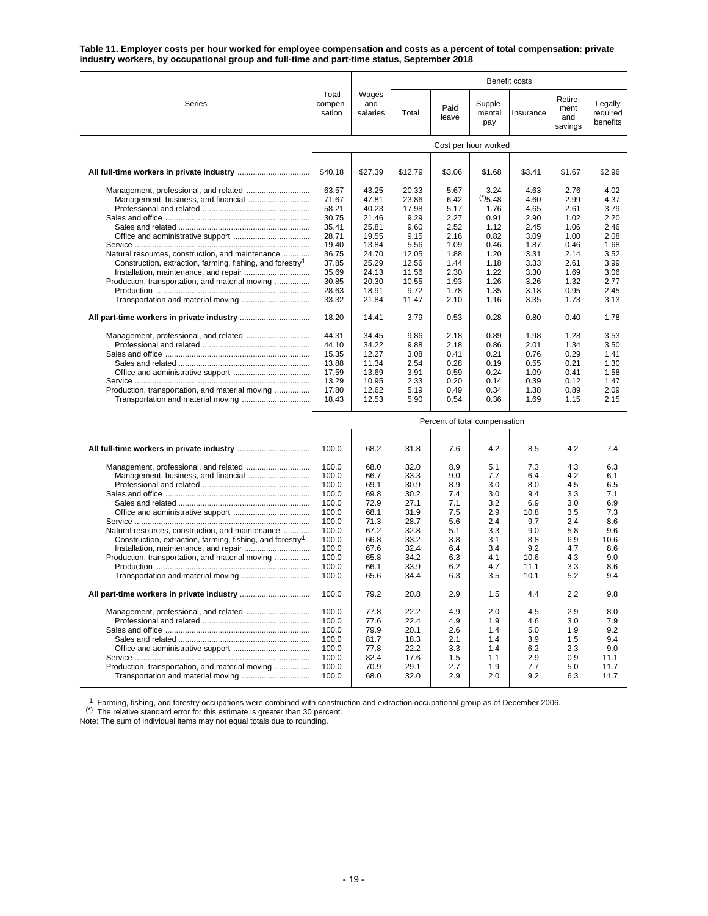**Table 11. Employer costs per hour worked for employee compensation and costs as a percent of total compensation: private industry workers, by occupational group and full-time and part-time status, September 2018**

| Series | Total compensation | Wages and salaries | Benefit costs | | | | | |
|---|---|---|---|---|---|---|---|---|
| | | | Total | Paid leave | Supplemental pay | Insurance | Retirement and savings | Legally required benefits |
| | Cost per hour worked | | | | | | | |
| **All full-time workers in private industry** | $40.18 | $27.39 | $12.79 | $3.06 | $1.68 | $3.41 | $1.67 | $2.96 |
| Management, professional, and related | 63.57 | 43.25 | 20.33 | 5.67 | 3.24 | 4.63 | 2.76 | 4.02 |
| Management, business, and financial | 71.67 | 47.81 | 23.86 | 6.42 | (*)5.48 | 4.60 | 2.99 | 4.37 |
| Professional and related | 58.21 | 40.23 | 17.98 | 5.17 | 1.76 | 4.65 | 2.61 | 3.79 |
| Sales and office | 30.75 | 21.46 | 9.29 | 2.27 | 0.91 | 2.90 | 1.02 | 2.20 |
| Sales and related | 35.41 | 25.81 | 9.60 | 2.52 | 1.12 | 2.45 | 1.06 | 2.46 |
| Office and administrative support | 28.71 | 19.55 | 9.15 | 2.16 | 0.82 | 3.09 | 1.00 | 2.08 |
| Service | 19.40 | 13.84 | 5.56 | 1.09 | 0.46 | 1.87 | 0.46 | 1.68 |
| Natural resources, construction, and maintenance | 36.75 | 24.70 | 12.05 | 1.88 | 1.20 | 3.31 | 2.14 | 3.52 |
| Construction, extraction, farming, fishing, and forestry[1] | 37.85 | 25.29 | 12.56 | 1.44 | 1.18 | 3.33 | 2.61 | 3.99 |
| Installation, maintenance, and repair | 35.69 | 24.13 | 11.56 | 2.30 | 1.22 | 3.30 | 1.69 | 3.06 |
| Production, transportation, and material moving | 30.85 | 20.30 | 10.55 | 1.93 | 1.26 | 3.26 | 1.32 | 2.77 |
| Production | 28.63 | 18.91 | 9.72 | 1.78 | 1.35 | 3.18 | 0.95 | 2.45 |
| Transportation and material moving | 33.32 | 21.84 | 11.47 | 2.10 | 1.16 | 3.35 | 1.73 | 3.13 |
| **All part-time workers in private industry** | 18.20 | 14.41 | 3.79 | 0.53 | 0.28 | 0.80 | 0.40 | 1.78 |
| Management, professional, and related | 44.31 | 34.45 | 9.86 | 2.18 | 0.89 | 1.98 | 1.28 | 3.53 |
| Professional and related | 44.10 | 34.22 | 9.88 | 2.18 | 0.86 | 2.01 | 1.34 | 3.50 |
| Sales and office | 15.35 | 12.27 | 3.08 | 0.41 | 0.21 | 0.76 | 0.29 | 1.41 |
| Sales and related | 13.88 | 11.34 | 2.54 | 0.28 | 0.19 | 0.55 | 0.21 | 1.30 |
| Office and administrative support | 17.59 | 13.69 | 3.91 | 0.59 | 0.24 | 1.09 | 0.41 | 1.58 |
| Service | 13.29 | 10.95 | 2.33 | 0.20 | 0.14 | 0.39 | 0.12 | 1.47 |
| Production, transportation, and material moving | 17.80 | 12.62 | 5.19 | 0.49 | 0.34 | 1.38 | 0.89 | 2.09 |
| Transportation and material moving | 18.43 | 12.53 | 5.90 | 0.54 | 0.36 | 1.69 | 1.15 | 2.15 |
| | Percent of total compensation | | | | | | | |
| **All full-time workers in private industry** | 100.0 | 68.2 | 31.8 | 7.6 | 4.2 | 8.5 | 4.2 | 7.4 |
| Management, professional, and related | 100.0 | 68.0 | 32.0 | 8.9 | 5.1 | 7.3 | 4.3 | 6.3 |
| Management, business, and financial | 100.0 | 66.7 | 33.3 | 9.0 | 7.7 | 6.4 | 4.2 | 6.1 |
| Professional and related | 100.0 | 69.1 | 30.9 | 8.9 | 3.0 | 8.0 | 4.5 | 6.5 |
| Sales and office | 100.0 | 69.8 | 30.2 | 7.4 | 3.0 | 9.4 | 3.3 | 7.1 |
| Sales and related | 100.0 | 72.9 | 27.1 | 7.1 | 3.2 | 6.9 | 3.0 | 6.9 |
| Office and administrative support | 100.0 | 68.1 | 31.9 | 7.5 | 2.9 | 10.8 | 3.5 | 7.3 |
| Service | 100.0 | 71.3 | 28.7 | 5.6 | 2.4 | 9.7 | 2.4 | 8.6 |
| Natural resources, construction, and maintenance | 100.0 | 67.2 | 32.8 | 5.1 | 3.3 | 9.0 | 5.8 | 9.6 |
| Construction, extraction, farming, fishing, and forestry[1] | 100.0 | 66.8 | 33.2 | 3.8 | 3.1 | 8.8 | 6.9 | 10.6 |
| Installation, maintenance, and repair | 100.0 | 67.6 | 32.4 | 6.4 | 3.4 | 9.2 | 4.7 | 8.6 |
| Production, transportation, and material moving | 100.0 | 65.8 | 34.2 | 6.3 | 4.1 | 10.6 | 4.3 | 9.0 |
| Production | 100.0 | 66.1 | 33.9 | 6.2 | 4.7 | 11.1 | 3.3 | 8.6 |
| Transportation and material moving | 100.0 | 65.6 | 34.4 | 6.3 | 3.5 | 10.1 | 5.2 | 9.4 |
| **All part-time workers in private industry** | 100.0 | 79.2 | 20.8 | 2.9 | 1.5 | 4.4 | 2.2 | 9.8 |
| Management, professional, and related | 100.0 | 77.8 | 22.2 | 4.9 | 2.0 | 4.5 | 2.9 | 8.0 |
| Professional and related | 100.0 | 77.6 | 22.4 | 4.9 | 1.9 | 4.6 | 3.0 | 7.9 |
| Sales and office | 100.0 | 79.9 | 20.1 | 2.6 | 1.4 | 5.0 | 1.9 | 9.2 |
| Sales and related | 100.0 | 81.7 | 18.3 | 2.1 | 1.4 | 3.9 | 1.5 | 9.4 |
| Office and administrative support | 100.0 | 77.8 | 22.2 | 3.3 | 1.4 | 6.2 | 2.3 | 9.0 |
| Service | 100.0 | 82.4 | 17.6 | 1.5 | 1.1 | 2.9 | 0.9 | 11.1 |
| Production, transportation, and material moving | 100.0 | 70.9 | 29.1 | 2.7 | 1.9 | 7.7 | 5.0 | 11.7 |
| Transportation and material moving | 100.0 | 68.0 | 32.0 | 2.9 | 2.0 | 9.2 | 6.3 | 11.7 |

[1] Farming, fishing, and forestry occupations were combined with construction and extraction occupational group as of December 2006.

(*) The relative standard error for this estimate is greater than 30 percent.

Note: The sum of individual items may not equal totals due to rounding.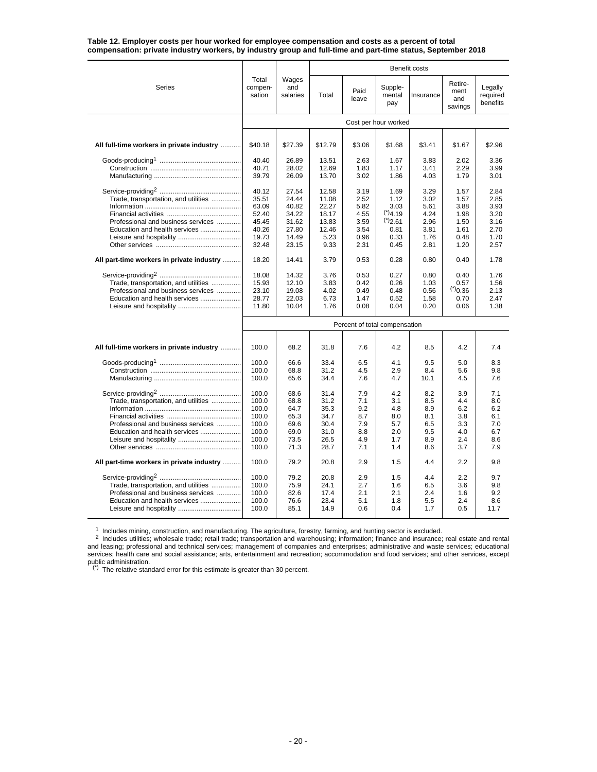**Table 12. Employer costs per hour worked for employee compensation and costs as a percent of total compensation: private industry workers, by industry group and full-time and part-time status, September 2018**

| Series | Total compen-sation | Wages and salaries | Benefit costs | | | | | |
|---|---|---|---|---|---|---|---|---|
| | | | Total | Paid leave | Supple-mental pay | Insurance | Retire-ment and savings | Legally required benefits |
| | Cost per hour worked | | | | | | | |
| **All full-time workers in private industry** | $40.18 | $27.39 | $12.79 | $3.06 | $1.68 | $3.41 | $1.67 | $2.96 |
| Goods-producing[1] | 40.40 | 26.89 | 13.51 | 2.63 | 1.67 | 3.83 | 2.02 | 3.36 |
| Construction | 40.71 | 28.02 | 12.69 | 1.83 | 1.17 | 3.41 | 2.29 | 3.99 |
| Manufacturing | 39.79 | 26.09 | 13.70 | 3.02 | 1.86 | 4.03 | 1.79 | 3.01 |
| Service-providing[2] | 40.12 | 27.54 | 12.58 | 3.19 | 1.69 | 3.29 | 1.57 | 2.84 |
| Trade, transportation, and utilities | 35.51 | 24.44 | 11.08 | 2.52 | 1.12 | 3.02 | 1.57 | 2.85 |
| Information | 63.09 | 40.82 | 22.27 | 5.82 | 3.03 | 5.61 | 3.88 | 3.93 |
| Financial activities | 52.40 | 34.22 | 18.17 | 4.55 | (*)4.19 | 4.24 | 1.98 | 3.20 |
| Professional and business services | 45.45 | 31.62 | 13.83 | 3.59 | (*)2.61 | 2.96 | 1.50 | 3.16 |
| Education and health services | 40.26 | 27.80 | 12.46 | 3.54 | 0.81 | 3.81 | 1.61 | 2.70 |
| Leisure and hospitality | 19.73 | 14.49 | 5.23 | 0.96 | 0.33 | 1.76 | 0.48 | 1.70 |
| Other services | 32.48 | 23.15 | 9.33 | 2.31 | 0.45 | 2.81 | 1.20 | 2.57 |
| **All part-time workers in private industry** | 18.20 | 14.41 | 3.79 | 0.53 | 0.28 | 0.80 | 0.40 | 1.78 |
| Service-providing[2] | 18.08 | 14.32 | 3.76 | 0.53 | 0.27 | 0.80 | 0.40 | 1.76 |
| Trade, transportation, and utilities | 15.93 | 12.10 | 3.83 | 0.42 | 0.26 | 1.03 | 0.57 | 1.56 |
| Professional and business services | 23.10 | 19.08 | 4.02 | 0.49 | 0.48 | 0.56 | (*)0.36 | 2.13 |
| Education and health services | 28.77 | 22.03 | 6.73 | 1.47 | 0.52 | 1.58 | 0.70 | 2.47 |
| Leisure and hospitality | 11.80 | 10.04 | 1.76 | 0.08 | 0.04 | 0.20 | 0.06 | 1.38 |
| | Percent of total compensation | | | | | | | |
| **All full-time workers in private industry** | 100.0 | 68.2 | 31.8 | 7.6 | 4.2 | 8.5 | 4.2 | 7.4 |
| Goods-producing[1] | 100.0 | 66.6 | 33.4 | 6.5 | 4.1 | 9.5 | 5.0 | 8.3 |
| Construction | 100.0 | 68.8 | 31.2 | 4.5 | 2.9 | 8.4 | 5.6 | 9.8 |
| Manufacturing | 100.0 | 65.6 | 34.4 | 7.6 | 4.7 | 10.1 | 4.5 | 7.6 |
| Service-providing[2] | 100.0 | 68.6 | 31.4 | 7.9 | 4.2 | 8.2 | 3.9 | 7.1 |
| Trade, transportation, and utilities | 100.0 | 68.8 | 31.2 | 7.1 | 3.1 | 8.5 | 4.4 | 8.0 |
| Information | 100.0 | 64.7 | 35.3 | 9.2 | 4.8 | 8.9 | 6.2 | 6.2 |
| Financial activities | 100.0 | 65.3 | 34.7 | 8.7 | 8.0 | 8.1 | 3.8 | 6.1 |
| Professional and business services | 100.0 | 69.6 | 30.4 | 7.9 | 5.7 | 6.5 | 3.3 | 7.0 |
| Education and health services | 100.0 | 69.0 | 31.0 | 8.8 | 2.0 | 9.5 | 4.0 | 6.7 |
| Leisure and hospitality | 100.0 | 73.5 | 26.5 | 4.9 | 1.7 | 8.9 | 2.4 | 8.6 |
| Other services | 100.0 | 71.3 | 28.7 | 7.1 | 1.4 | 8.6 | 3.7 | 7.9 |
| **All part-time workers in private industry** | 100.0 | 79.2 | 20.8 | 2.9 | 1.5 | 4.4 | 2.2 | 9.8 |
| Service-providing[2] | 100.0 | 79.2 | 20.8 | 2.9 | 1.5 | 4.4 | 2.2 | 9.7 |
| Trade, transportation, and utilities | 100.0 | 75.9 | 24.1 | 2.7 | 1.6 | 6.5 | 3.6 | 9.8 |
| Professional and business services | 100.0 | 82.6 | 17.4 | 2.1 | 2.1 | 2.4 | 1.6 | 9.2 |
| Education and health services | 100.0 | 76.6 | 23.4 | 5.1 | 1.8 | 5.5 | 2.4 | 8.6 |
| Leisure and hospitality | 100.0 | 85.1 | 14.9 | 0.6 | 0.4 | 1.7 | 0.5 | 11.7 |

[1] Includes mining, construction, and manufacturing. The agriculture, forestry, farming, and hunting sector is excluded.

[2] Includes utilities; wholesale trade; retail trade; transportation and warehousing; information; finance and insurance; real estate and rental and leasing; professional and technical services; management of companies and enterprises; administrative and waste services; educational services; health care and social assistance; arts, entertainment and recreation; accommodation and food services; and other services, except public administration.

(*) The relative standard error for this estimate is greater than 30 percent.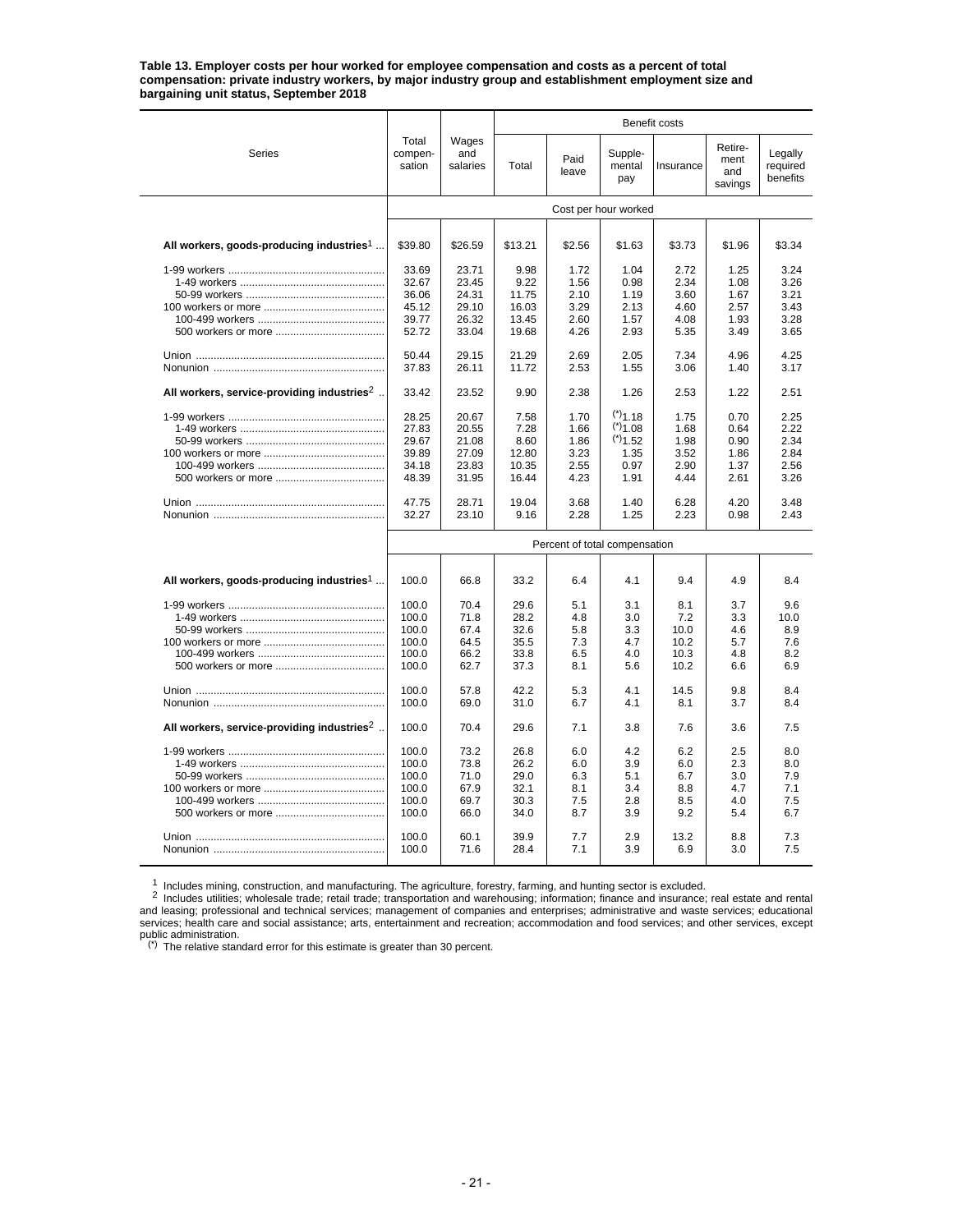**Table 13. Employer costs per hour worked for employee compensation and costs as a percent of total compensation: private industry workers, by major industry group and establishment employment size and bargaining unit status, September 2018**

| Series | Total compen-sation | Wages and salaries | Benefit costs | | | | | |
|---|---|---|---|---|---|---|---|---|
| | | | Total | Paid leave | Supple-mental pay | Insurance | Retire-ment and savings | Legally required benefits |
| | Cost per hour worked | | | | | | | |
| **All workers, goods-producing industries**[1] | $39.80 | $26.59 | $13.21 | $2.56 | $1.63 | $3.73 | $1.96 | $3.34 |
| 1-99 workers | 33.69 | 23.71 | 9.98 | 1.72 | 1.04 | 2.72 | 1.25 | 3.24 |
| 1-49 workers | 32.67 | 23.45 | 9.22 | 1.56 | 0.98 | 2.34 | 1.08 | 3.26 |
| 50-99 workers | 36.06 | 24.31 | 11.75 | 2.10 | 1.19 | 3.60 | 1.67 | 3.21 |
| 100 workers or more | 45.12 | 29.10 | 16.03 | 3.29 | 2.13 | 4.60 | 2.57 | 3.43 |
| 100-499 workers | 39.77 | 26.32 | 13.45 | 2.60 | 1.57 | 4.08 | 1.93 | 3.28 |
| 500 workers or more | 52.72 | 33.04 | 19.68 | 4.26 | 2.93 | 5.35 | 3.49 | 3.65 |
| Union | 50.44 | 29.15 | 21.29 | 2.69 | 2.05 | 7.34 | 4.96 | 4.25 |
| Nonunion | 37.83 | 26.11 | 11.72 | 2.53 | 1.55 | 3.06 | 1.40 | 3.17 |
| **All workers, service-providing industries**[2] | 33.42 | 23.52 | 9.90 | 2.38 | 1.26 | 2.53 | 1.22 | 2.51 |
| 1-99 workers | 28.25 | 20.67 | 7.58 | 1.70 | (*)1.18 | 1.75 | 0.70 | 2.25 |
| 1-49 workers | 27.83 | 20.55 | 7.28 | 1.66 | (*)1.08 | 1.68 | 0.64 | 2.22 |
| 50-99 workers | 29.67 | 21.08 | 8.60 | 1.86 | (*)1.52 | 1.98 | 0.90 | 2.34 |
| 100 workers or more | 39.89 | 27.09 | 12.80 | 3.23 | 1.35 | 3.52 | 1.86 | 2.84 |
| 100-499 workers | 34.18 | 23.83 | 10.35 | 2.55 | 0.97 | 2.90 | 1.37 | 2.56 |
| 500 workers or more | 48.39 | 31.95 | 16.44 | 4.23 | 1.91 | 4.44 | 2.61 | 3.26 |
| Union | 47.75 | 28.71 | 19.04 | 3.68 | 1.40 | 6.28 | 4.20 | 3.48 |
| Nonunion | 32.27 | 23.10 | 9.16 | 2.28 | 1.25 | 2.23 | 0.98 | 2.43 |
| | Percent of total compensation | | | | | | | |
| **All workers, goods-producing industries**[1] | 100.0 | 66.8 | 33.2 | 6.4 | 4.1 | 9.4 | 4.9 | 8.4 |
| 1-99 workers | 100.0 | 70.4 | 29.6 | 5.1 | 3.1 | 8.1 | 3.7 | 9.6 |
| 1-49 workers | 100.0 | 71.8 | 28.2 | 4.8 | 3.0 | 7.2 | 3.3 | 10.0 |
| 50-99 workers | 100.0 | 67.4 | 32.6 | 5.8 | 3.3 | 10.0 | 4.6 | 8.9 |
| 100 workers or more | 100.0 | 64.5 | 35.5 | 7.3 | 4.7 | 10.2 | 5.7 | 7.6 |
| 100-499 workers | 100.0 | 66.2 | 33.8 | 6.5 | 4.0 | 10.3 | 4.8 | 8.2 |
| 500 workers or more | 100.0 | 62.7 | 37.3 | 8.1 | 5.6 | 10.2 | 6.6 | 6.9 |
| Union | 100.0 | 57.8 | 42.2 | 5.3 | 4.1 | 14.5 | 9.8 | 8.4 |
| Nonunion | 100.0 | 69.0 | 31.0 | 6.7 | 4.1 | 8.1 | 3.7 | 8.4 |
| **All workers, service-providing industries**[2] | 100.0 | 70.4 | 29.6 | 7.1 | 3.8 | 7.6 | 3.6 | 7.5 |
| 1-99 workers | 100.0 | 73.2 | 26.8 | 6.0 | 4.2 | 6.2 | 2.5 | 8.0 |
| 1-49 workers | 100.0 | 73.8 | 26.2 | 6.0 | 3.9 | 6.0 | 2.3 | 8.0 |
| 50-99 workers | 100.0 | 71.0 | 29.0 | 6.3 | 5.1 | 6.7 | 3.0 | 7.9 |
| 100 workers or more | 100.0 | 67.9 | 32.1 | 8.1 | 3.4 | 8.8 | 4.7 | 7.1 |
| 100-499 workers | 100.0 | 69.7 | 30.3 | 7.5 | 2.8 | 8.5 | 4.0 | 7.5 |
| 500 workers or more | 100.0 | 66.0 | 34.0 | 8.7 | 3.9 | 9.2 | 5.4 | 6.7 |
| Union | 100.0 | 60.1 | 39.9 | 7.7 | 2.9 | 13.2 | 8.8 | 7.3 |
| Nonunion | 100.0 | 71.6 | 28.4 | 7.1 | 3.9 | 6.9 | 3.0 | 7.5 |

[1] Includes mining, construction, and manufacturing. The agriculture, forestry, farming, and hunting sector is excluded.

[2] Includes utilities; wholesale trade; retail trade; transportation and warehousing; information; finance and insurance; real estate and rental and leasing; professional and technical services; management of companies and enterprises; administrative and waste services; educational services; health care and social assistance; arts, entertainment and recreation; accommodation and food services; and other services, except public administration.

(*) The relative standard error for this estimate is greater than 30 percent.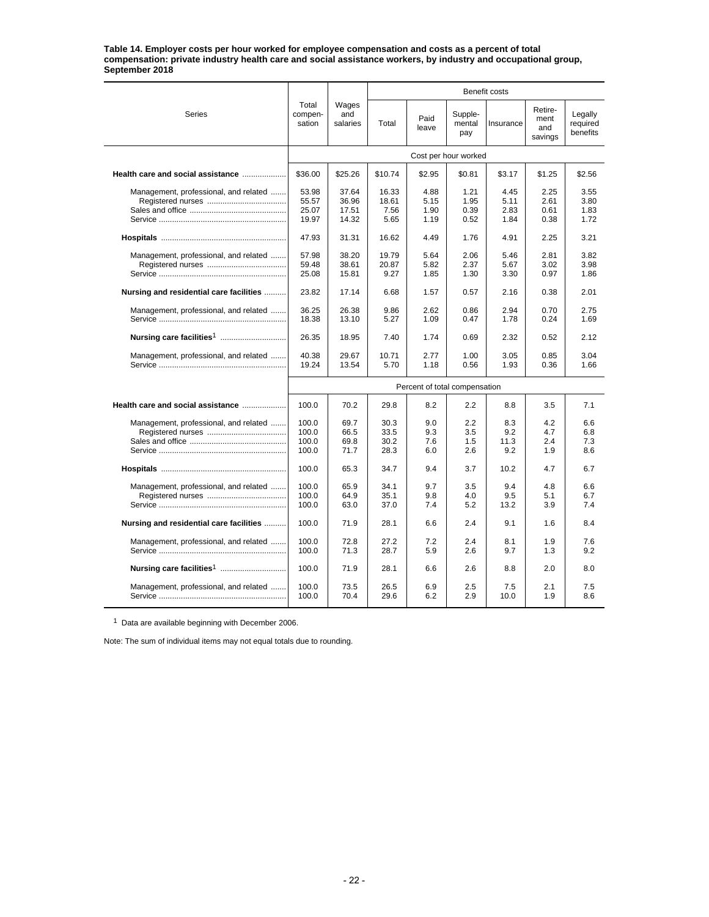**Table 14. Employer costs per hour worked for employee compensation and costs as a percent of total compensation: private industry health care and social assistance workers, by industry and occupational group, September 2018**

| Series | Total compen­sation | Wages and salaries | Benefit costs | | | | | |
|---|---|---|---|---|---|---|---|---|
| | | | Total | Paid leave | Supple­mental pay | Insurance | Retire­ment and savings | Legally required benefits |
| | Cost per hour worked | | | | | | | |
| **Health care and social assistance** | $36.00 | $25.26 | $10.74 | $2.95 | $0.81 | $3.17 | $1.25 | $2.56 |
| Management, professional, and related | 53.98 | 37.64 | 16.33 | 4.88 | 1.21 | 4.45 | 2.25 | 3.55 |
| Registered nurses | 55.57 | 36.96 | 18.61 | 5.15 | 1.95 | 5.11 | 2.61 | 3.80 |
| Sales and office | 25.07 | 17.51 | 7.56 | 1.90 | 0.39 | 2.83 | 0.61 | 1.83 |
| Service | 19.97 | 14.32 | 5.65 | 1.19 | 0.52 | 1.84 | 0.38 | 1.72 |
| **Hospitals** | 47.93 | 31.31 | 16.62 | 4.49 | 1.76 | 4.91 | 2.25 | 3.21 |
| Management, professional, and related | 57.98 | 38.20 | 19.79 | 5.64 | 2.06 | 5.46 | 2.81 | 3.82 |
| Registered nurses | 59.48 | 38.61 | 20.87 | 5.82 | 2.37 | 5.67 | 3.02 | 3.98 |
| Service | 25.08 | 15.81 | 9.27 | 1.85 | 1.30 | 3.30 | 0.97 | 1.86 |
| **Nursing and residential care facilities** | 23.82 | 17.14 | 6.68 | 1.57 | 0.57 | 2.16 | 0.38 | 2.01 |
| Management, professional, and related | 36.25 | 26.38 | 9.86 | 2.62 | 0.86 | 2.94 | 0.70 | 2.75 |
| Service | 18.38 | 13.10 | 5.27 | 1.09 | 0.47 | 1.78 | 0.24 | 1.69 |
| **Nursing care facilities**[1] | 26.35 | 18.95 | 7.40 | 1.74 | 0.69 | 2.32 | 0.52 | 2.12 |
| Management, professional, and related | 40.38 | 29.67 | 10.71 | 2.77 | 1.00 | 3.05 | 0.85 | 3.04 |
| Service | 19.24 | 13.54 | 5.70 | 1.18 | 0.56 | 1.93 | 0.36 | 1.66 |
| | Percent of total compensation | | | | | | | |
| **Health care and social assistance** | 100.0 | 70.2 | 29.8 | 8.2 | 2.2 | 8.8 | 3.5 | 7.1 |
| Management, professional, and related | 100.0 | 69.7 | 30.3 | 9.0 | 2.2 | 8.3 | 4.2 | 6.6 |
| Registered nurses | 100.0 | 66.5 | 33.5 | 9.3 | 3.5 | 9.2 | 4.7 | 6.8 |
| Sales and office | 100.0 | 69.8 | 30.2 | 7.6 | 1.5 | 11.3 | 2.4 | 7.3 |
| Service | 100.0 | 71.7 | 28.3 | 6.0 | 2.6 | 9.2 | 1.9 | 8.6 |
| **Hospitals** | 100.0 | 65.3 | 34.7 | 9.4 | 3.7 | 10.2 | 4.7 | 6.7 |
| Management, professional, and related | 100.0 | 65.9 | 34.1 | 9.7 | 3.5 | 9.4 | 4.8 | 6.6 |
| Registered nurses | 100.0 | 64.9 | 35.1 | 9.8 | 4.0 | 9.5 | 5.1 | 6.7 |
| Service | 100.0 | 63.0 | 37.0 | 7.4 | 5.2 | 13.2 | 3.9 | 7.4 |
| **Nursing and residential care facilities** | 100.0 | 71.9 | 28.1 | 6.6 | 2.4 | 9.1 | 1.6 | 8.4 |
| Management, professional, and related | 100.0 | 72.8 | 27.2 | 7.2 | 2.4 | 8.1 | 1.9 | 7.6 |
| Service | 100.0 | 71.3 | 28.7 | 5.9 | 2.6 | 9.7 | 1.3 | 9.2 |
| **Nursing care facilities**[1] | 100.0 | 71.9 | 28.1 | 6.6 | 2.6 | 8.8 | 2.0 | 8.0 |
| Management, professional, and related | 100.0 | 73.5 | 26.5 | 6.9 | 2.5 | 7.5 | 2.1 | 7.5 |
| Service | 100.0 | 70.4 | 29.6 | 6.2 | 2.9 | 10.0 | 1.9 | 8.6 |

[1] Data are available beginning with December 2006.

Note: The sum of individual items may not equal totals due to rounding.